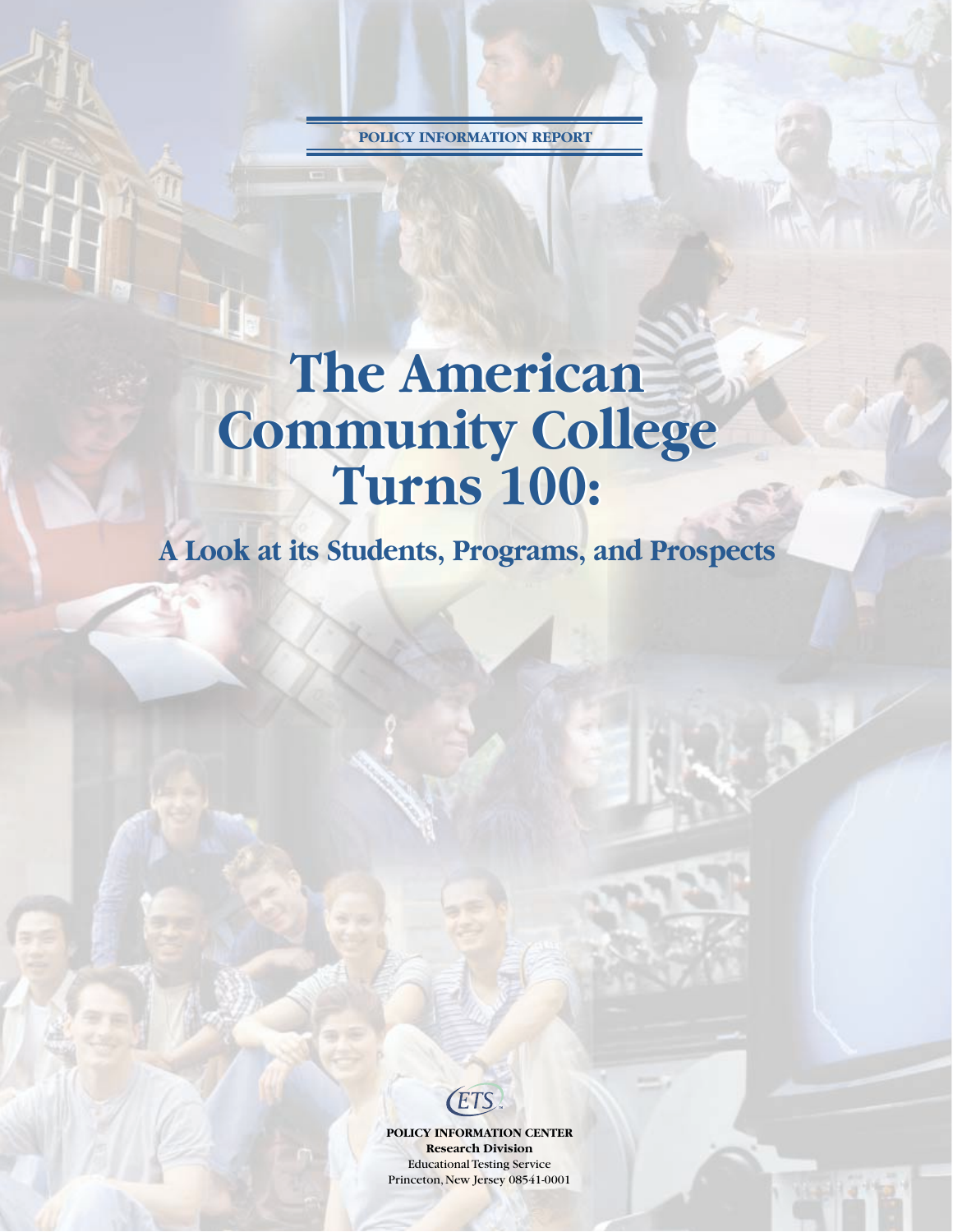POLICY INFORMATION REPORT

# The American Community College Turns 100:

## A Look at its Students, Programs, and Prospects

ETS

**POLICY INFORMATION CENTER**
**Research Division**
Educational Testing Service
Princeton, New Jersey 08541-0001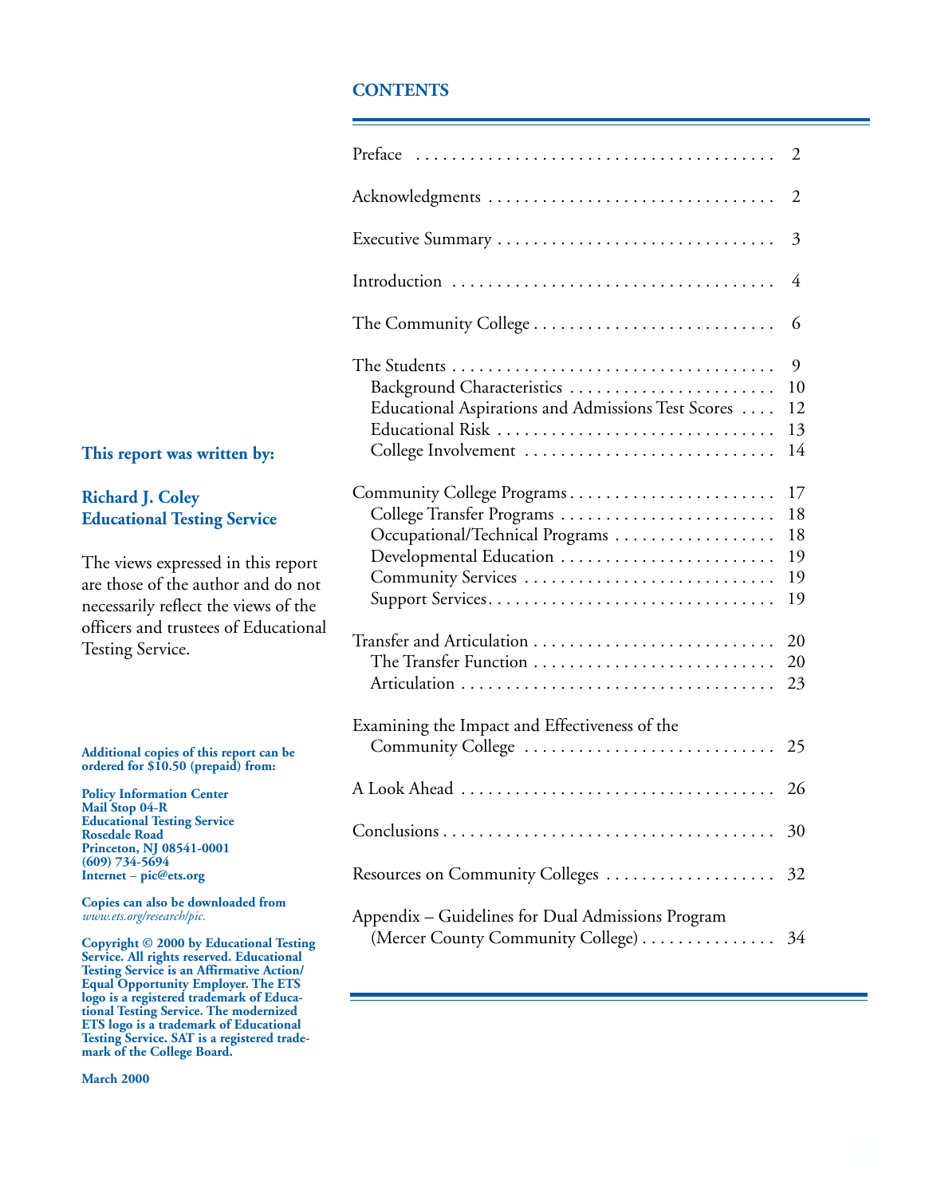## CONTENTS

| | |
|---|---|
| Preface | 2 |
| Acknowledgments | 2 |
| Executive Summary | 3 |
| Introduction | 4 |
| The Community College | 6 |
| The Students | 9 |
| Background Characteristics | 10 |
| Educational Aspirations and Admissions Test Scores | 12 |
| Educational Risk | 13 |
| College Involvement | 14 |
| Community College Programs | 17 |
| College Transfer Programs | 18 |
| Occupational/Technical Programs | 18 |
| Developmental Education | 19 |
| Community Services | 19 |
| Support Services | 19 |
| Transfer and Articulation | 20 |
| The Transfer Function | 20 |
| Articulation | 23 |
| Examining the Impact and Effectiveness of the Community College | 25 |
| A Look Ahead | 26 |
| Conclusions | 30 |
| Resources on Community Colleges | 32 |
| Appendix – Guidelines for Dual Admissions Program (Mercer County Community College) | 34 |

**This report was written by:**

**Richard J. Coley**
**Educational Testing Service**

The views expressed in this report are those of the author and do not necessarily reflect the views of the officers and trustees of Educational Testing Service.

**Additional copies of this report can be ordered for $10.50 (prepaid) from:**

**Policy Information Center**
**Mail Stop 04-R**
**Educational Testing Service**
**Rosedale Road**
**Princeton, NJ 08541-0001**
**(609) 734-5694**
**Internet – pic@ets.org**

**Copies can also be downloaded from** *www.ets.org/research/pic.*

**Copyright © 2000 by Educational Testing Service. All rights reserved. Educational Testing Service is an Affirmative Action/ Equal Opportunity Employer. The ETS logo is a registered trademark of Educational Testing Service. The modernized ETS logo is a trademark of Educational Testing Service. SAT is a registered trademark of the College Board.**

**March 2000**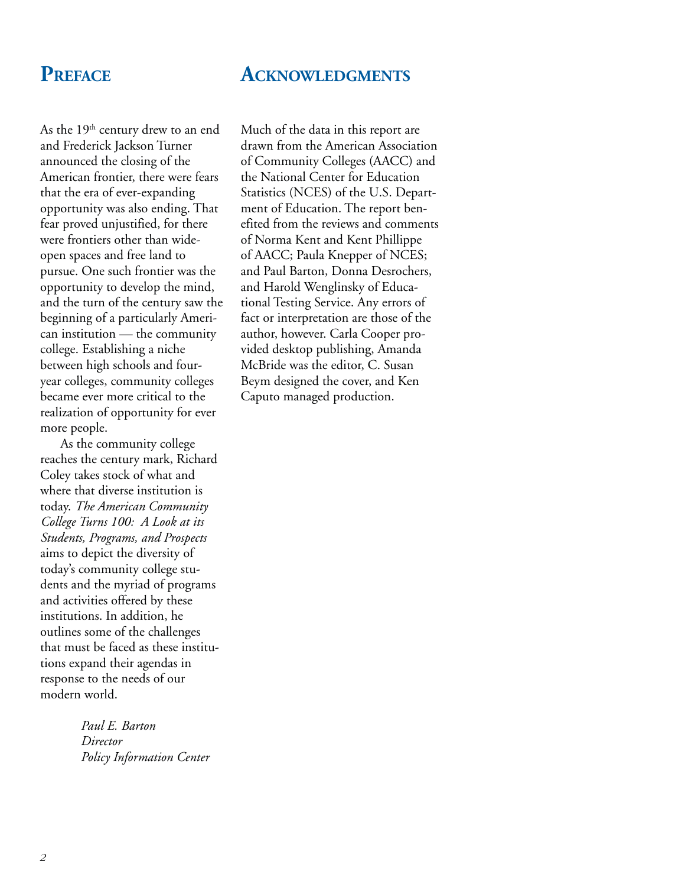## Preface

As the 19th century drew to an end and Frederick Jackson Turner announced the closing of the American frontier, there were fears that the era of ever-expanding opportunity was also ending. That fear proved unjustified, for there were frontiers other than wide-open spaces and free land to pursue. One such frontier was the opportunity to develop the mind, and the turn of the century saw the beginning of a particularly American institution — the community college. Establishing a niche between high schools and four-year colleges, community colleges became ever more critical to the realization of opportunity for ever more people.

As the community college reaches the century mark, Richard Coley takes stock of what and where that diverse institution is today. *The American Community College Turns 100: A Look at its Students, Programs, and Prospects* aims to depict the diversity of today's community college students and the myriad of programs and activities offered by these institutions. In addition, he outlines some of the challenges that must be faced as these institutions expand their agendas in response to the needs of our modern world.

*Paul E. Barton*
*Director*
*Policy Information Center*

## Acknowledgments

Much of the data in this report are drawn from the American Association of Community Colleges (AACC) and the National Center for Education Statistics (NCES) of the U.S. Department of Education. The report benefited from the reviews and comments of Norma Kent and Kent Phillippe of AACC; Paula Knepper of NCES; and Paul Barton, Donna Desrochers, and Harold Wenglinsky of Educational Testing Service. Any errors of fact or interpretation are those of the author, however. Carla Cooper provided desktop publishing, Amanda McBride was the editor, C. Susan Beym designed the cover, and Ken Caputo managed production.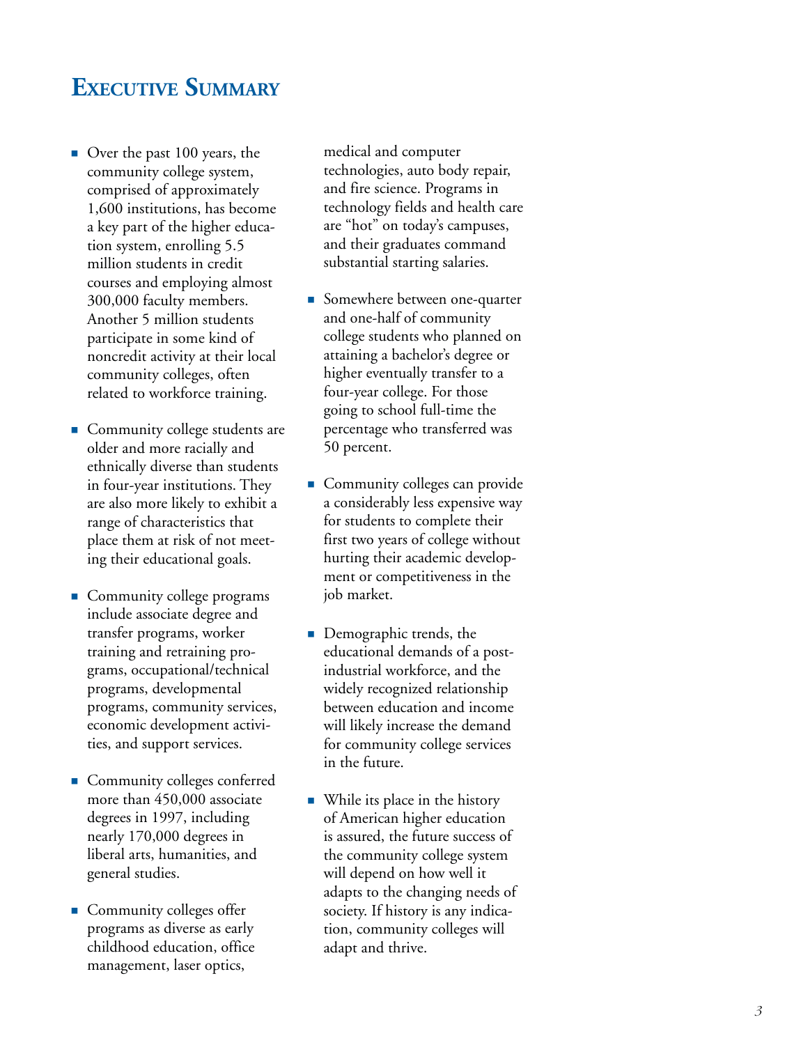# Executive Summary

- Over the past 100 years, the community college system, comprised of approximately 1,600 institutions, has become a key part of the higher education system, enrolling 5.5 million students in credit courses and employing almost 300,000 faculty members. Another 5 million students participate in some kind of noncredit activity at their local community colleges, often related to workforce training.

- Community college students are older and more racially and ethnically diverse than students in four-year institutions. They are also more likely to exhibit a range of characteristics that place them at risk of not meeting their educational goals.

- Community college programs include associate degree and transfer programs, worker training and retraining programs, occupational/technical programs, developmental programs, community services, economic development activities, and support services.

- Community colleges conferred more than 450,000 associate degrees in 1997, including nearly 170,000 degrees in liberal arts, humanities, and general studies.

- Community colleges offer programs as diverse as early childhood education, office management, laser optics, medical and computer technologies, auto body repair, and fire science. Programs in technology fields and health care are "hot" on today's campuses, and their graduates command substantial starting salaries.

- Somewhere between one-quarter and one-half of community college students who planned on attaining a bachelor's degree or higher eventually transfer to a four-year college. For those going to school full-time the percentage who transferred was 50 percent.

- Community colleges can provide a considerably less expensive way for students to complete their first two years of college without hurting their academic development or competitiveness in the job market.

- Demographic trends, the educational demands of a post-industrial workforce, and the widely recognized relationship between education and income will likely increase the demand for community college services in the future.

- While its place in the history of American higher education is assured, the future success of the community college system will depend on how well it adapts to the changing needs of society. If history is any indication, community colleges will adapt and thrive.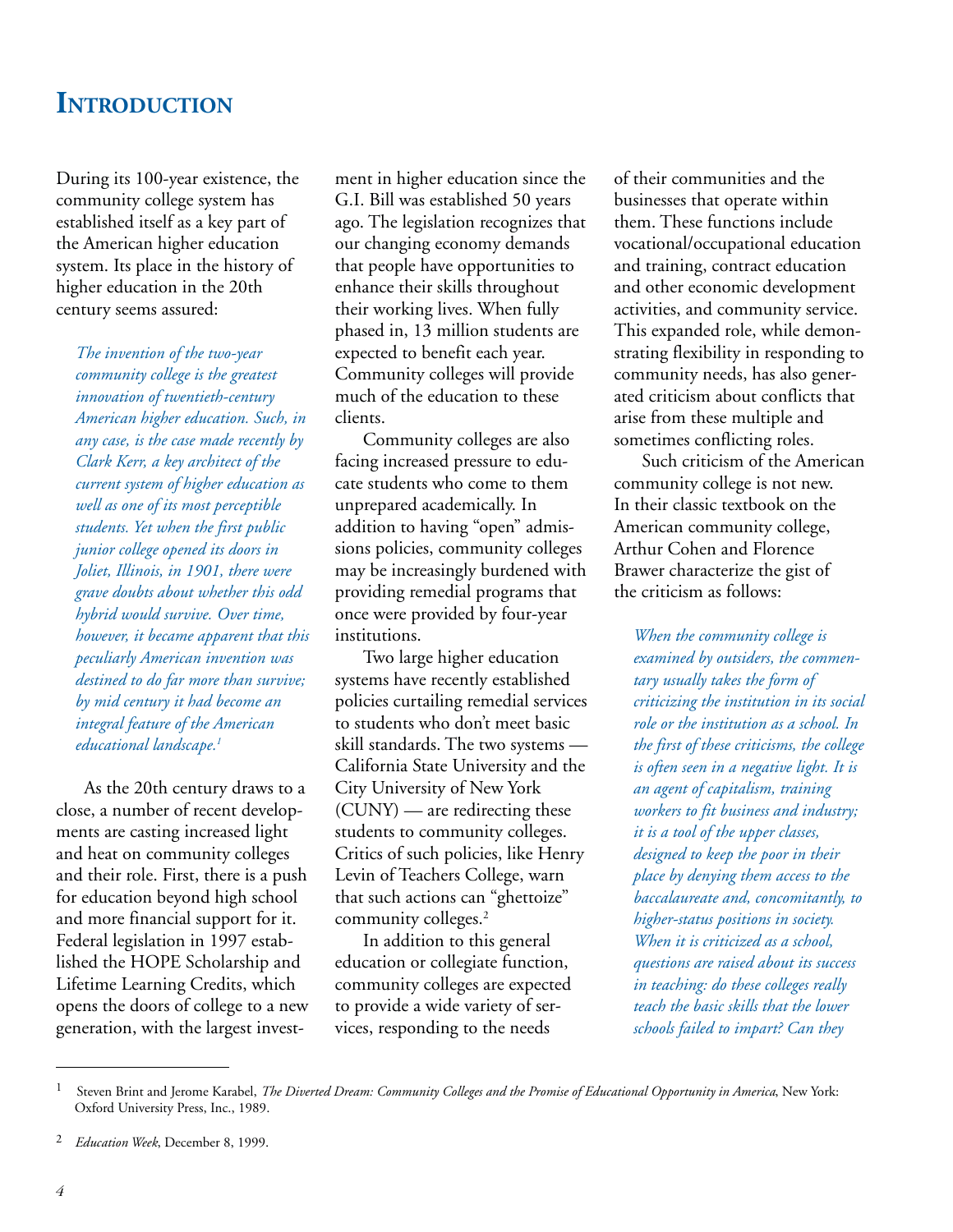# Introduction

During its 100-year existence, the community college system has established itself as a key part of the American higher education system. Its place in the history of higher education in the 20th century seems assured:

> *The invention of the two-year community college is the greatest innovation of twentieth-century American higher education. Such, in any case, is the case made recently by Clark Kerr, a key architect of the current system of higher education as well as one of its most perceptible students. Yet when the first public junior college opened its doors in Joliet, Illinois, in 1901, there were grave doubts about whether this odd hybrid would survive. Over time, however, it became apparent that this peculiarly American invention was destined to do far more than survive; by mid century it had become an integral feature of the American educational landscape.*[1]

As the 20th century draws to a close, a number of recent developments are casting increased light and heat on community colleges and their role. First, there is a push for education beyond high school and more financial support for it. Federal legislation in 1997 established the HOPE Scholarship and Lifetime Learning Credits, which opens the doors of college to a new generation, with the largest investment in higher education since the G.I. Bill was established 50 years ago. The legislation recognizes that our changing economy demands that people have opportunities to enhance their skills throughout their working lives. When fully phased in, 13 million students are expected to benefit each year. Community colleges will provide much of the education to these clients.

Community colleges are also facing increased pressure to educate students who come to them unprepared academically. In addition to having "open" admissions policies, community colleges may be increasingly burdened with providing remedial programs that once were provided by four-year institutions.

Two large higher education systems have recently established policies curtailing remedial services to students who don't meet basic skill standards. The two systems — California State University and the City University of New York (CUNY) — are redirecting these students to community colleges. Critics of such policies, like Henry Levin of Teachers College, warn that such actions can "ghettoize" community colleges.[2]

In addition to this general education or collegiate function, community colleges are expected to provide a wide variety of services, responding to the needs of their communities and the businesses that operate within them. These functions include vocational/occupational education and training, contract education and other economic development activities, and community service. This expanded role, while demonstrating flexibility in responding to community needs, has also generated criticism about conflicts that arise from these multiple and sometimes conflicting roles.

Such criticism of the American community college is not new. In their classic textbook on the American community college, Arthur Cohen and Florence Brawer characterize the gist of the criticism as follows:

> *When the community college is examined by outsiders, the commentary usually takes the form of criticizing the institution in its social role or the institution as a school. In the first of these criticisms, the college is often seen in a negative light. It is an agent of capitalism, training workers to fit business and industry; it is a tool of the upper classes, designed to keep the poor in their place by denying them access to the baccalaureate and, concomitantly, to higher-status positions in society. When it is criticized as a school, questions are raised about its success in teaching: do these colleges really teach the basic skills that the lower schools failed to impart? Can they*

---

[1] Steven Brint and Jerome Karabel, *The Diverted Dream: Community Colleges and the Promise of Educational Opportunity in America*, New York: Oxford University Press, Inc., 1989.

[2] *Education Week*, December 8, 1999.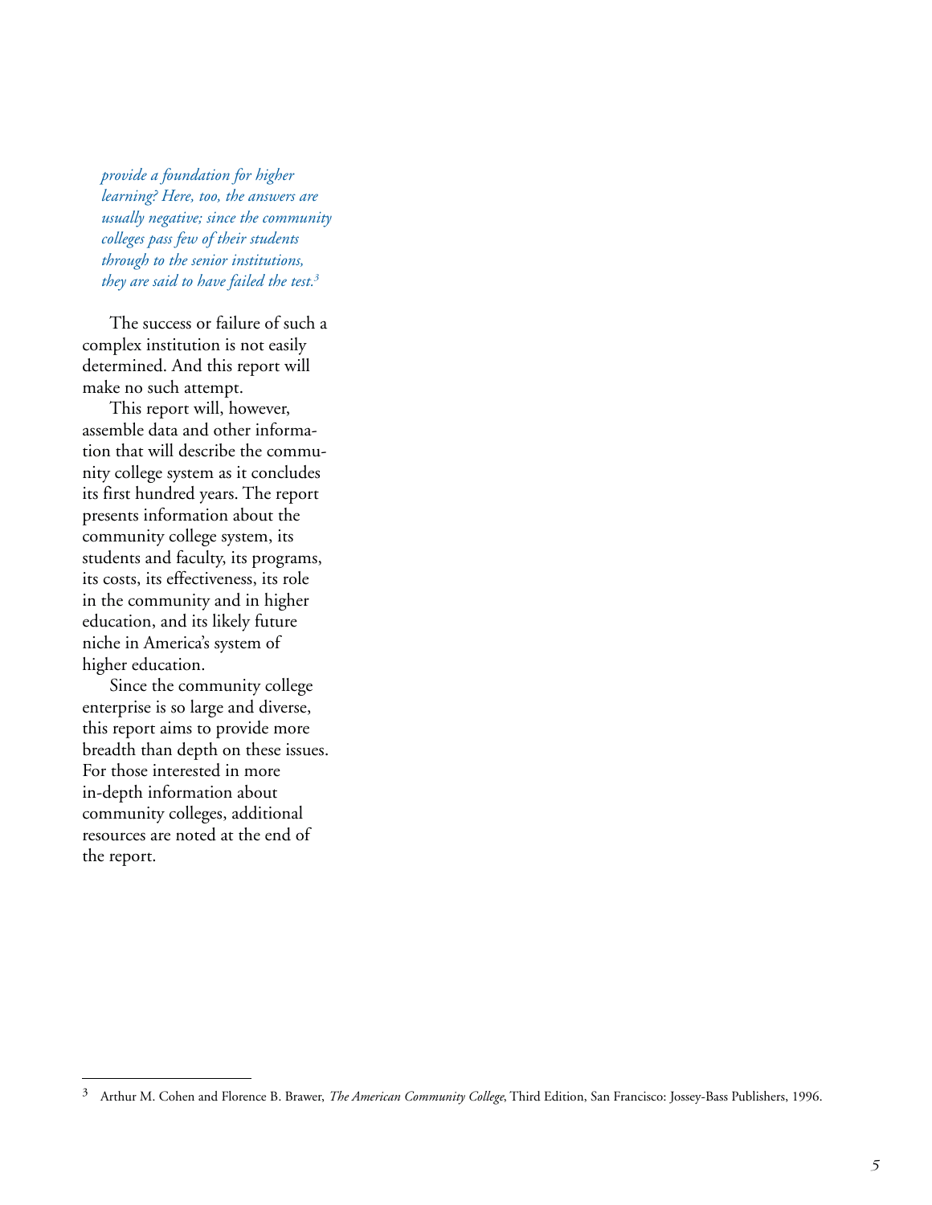*provide a foundation for higher learning? Here, too, the answers are usually negative; since the community colleges pass few of their students through to the senior institutions, they are said to have failed the test.*[3]

The success or failure of such a complex institution is not easily determined. And this report will make no such attempt.

This report will, however, assemble data and other information that will describe the community college system as it concludes its first hundred years. The report presents information about the community college system, its students and faculty, its programs, its costs, its effectiveness, its role in the community and in higher education, and its likely future niche in America's system of higher education.

Since the community college enterprise is so large and diverse, this report aims to provide more breadth than depth on these issues. For those interested in more in-depth information about community colleges, additional resources are noted at the end of the report.

---

[3] Arthur M. Cohen and Florence B. Brawer, *The American Community College*, Third Edition, San Francisco: Jossey-Bass Publishers, 1996.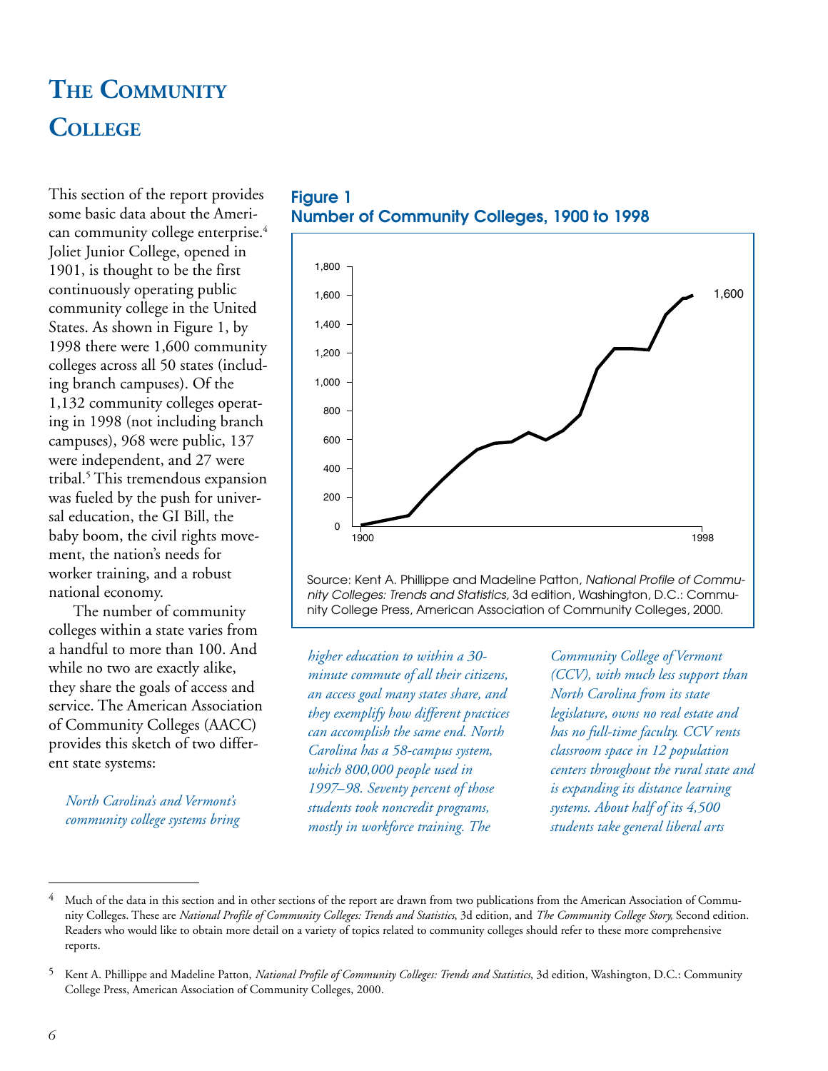# The Community College

This section of the report provides some basic data about the American community college enterprise.[4] Joliet Junior College, opened in 1901, is thought to be the first continuously operating public community college in the United States. As shown in Figure 1, by 1998 there were 1,600 community colleges across all 50 states (including branch campuses). Of the 1,132 community colleges operating in 1998 (not including branch campuses), 968 were public, 137 were independent, and 27 were tribal.[5] This tremendous expansion was fueled by the push for universal education, the GI Bill, the baby boom, the civil rights movement, the nation's needs for worker training, and a robust national economy.

The number of community colleges within a state varies from a handful to more than 100. And while no two are exactly alike, they share the goals of access and service. The American Association of Community Colleges (AACC) provides this sketch of two different state systems:

**Figure 1**
**Number of Community Colleges, 1900 to 1998**

Source: Kent A. Phillippe and Madeline Patton, *National Profile of Community Colleges: Trends and Statistics*, 3d edition, Washington, D.C.: Community College Press, American Association of Community Colleges, 2000.

*North Carolina's and Vermont's community college systems bring higher education to within a 30-minute commute of all their citizens, an access goal many states share, and they exemplify how different practices can accomplish the same end. North Carolina has a 58-campus system, which 800,000 people used in 1997–98. Seventy percent of those students took noncredit programs, mostly in workforce training. The Community College of Vermont (CCV), with much less support than North Carolina from its state legislature, owns no real estate and has no full-time faculty. CCV rents classroom space in 12 population centers throughout the rural state and is expanding its distance learning systems. About half of its 4,500 students take general liberal arts*

---

[4] Much of the data in this section and in other sections of the report are drawn from two publications from the American Association of Community Colleges. These are *National Profile of Community Colleges: Trends and Statistics*, 3d edition, and *The Community College Story*, Second edition. Readers who would like to obtain more detail on a variety of topics related to community colleges should refer to these more comprehensive reports.

[5] Kent A. Phillippe and Madeline Patton, *National Profile of Community Colleges: Trends and Statistics*, 3d edition, Washington, D.C.: Community College Press, American Association of Community Colleges, 2000.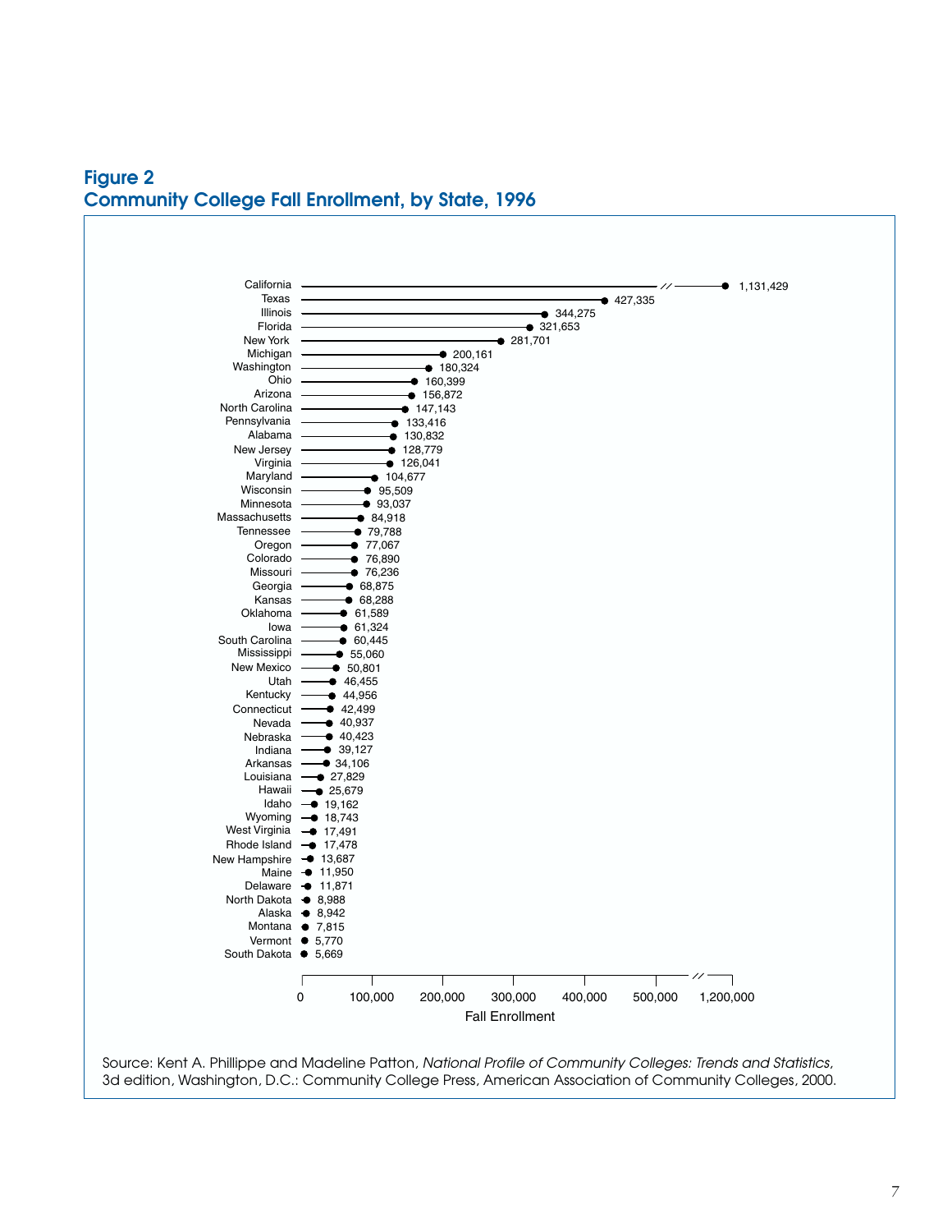## Figure 2
## Community College Fall Enrollment, by State, 1996

| State | Fall Enrollment |
|---|---|
| California | 1,131,429 |
| Texas | 427,335 |
| Illinois | 344,275 |
| Florida | 321,653 |
| New York | 281,701 |
| Michigan | 200,161 |
| Washington | 180,324 |
| Ohio | 160,399 |
| Arizona | 156,872 |
| North Carolina | 147,143 |
| Pennsylvania | 133,416 |
| Alabama | 130,832 |
| New Jersey | 128,779 |
| Virginia | 126,041 |
| Maryland | 104,677 |
| Wisconsin | 95,509 |
| Minnesota | 93,037 |
| Massachusetts | 84,918 |
| Tennessee | 79,788 |
| Oregon | 77,067 |
| Colorado | 76,890 |
| Missouri | 76,236 |
| Georgia | 68,875 |
| Kansas | 68,288 |
| Oklahoma | 61,589 |
| Iowa | 61,324 |
| South Carolina | 60,445 |
| Mississippi | 55,060 |
| New Mexico | 50,801 |
| Utah | 46,455 |
| Kentucky | 44,956 |
| Connecticut | 42,499 |
| Nevada | 40,937 |
| Nebraska | 40,423 |
| Indiana | 39,127 |
| Arkansas | 34,106 |
| Louisiana | 27,829 |
| Hawaii | 25,679 |
| Idaho | 19,162 |
| Wyoming | 18,743 |
| West Virginia | 17,491 |
| Rhode Island | 17,478 |
| New Hampshire | 13,687 |
| Maine | 11,950 |
| Delaware | 11,871 |
| North Dakota | 8,988 |
| Alaska | 8,942 |
| Montana | 7,815 |
| Vermont | 5,770 |
| South Dakota | 5,669 |

Fall Enrollment

Source: Kent A. Phillippe and Madeline Patton, *National Profile of Community Colleges: Trends and Statistics,* 3d edition, Washington, D.C.: Community College Press, American Association of Community Colleges, 2000.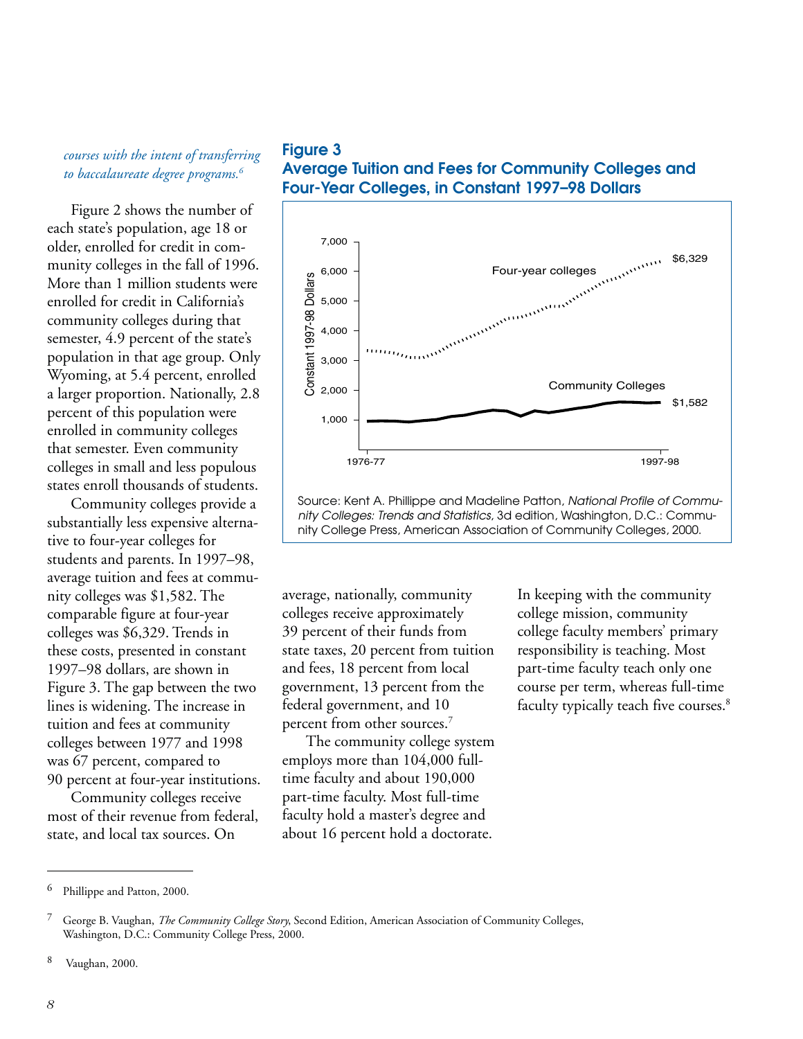*courses with the intent of transferring to baccalaureate degree programs.*[6]

Figure 2 shows the number of each state's population, age 18 or older, enrolled for credit in community colleges in the fall of 1996. More than 1 million students were enrolled for credit in California's community colleges during that semester, 4.9 percent of the state's population in that age group. Only Wyoming, at 5.4 percent, enrolled a larger proportion. Nationally, 2.8 percent of this population were enrolled in community colleges that semester. Even community colleges in small and less populous states enroll thousands of students.

Community colleges provide a substantially less expensive alternative to four-year colleges for students and parents. In 1997–98, average tuition and fees at community colleges was $1,582. The comparable figure at four-year colleges was $6,329. Trends in these costs, presented in constant 1997–98 dollars, are shown in Figure 3. The gap between the two lines is widening. The increase in tuition and fees at community colleges between 1977 and 1998 was 67 percent, compared to 90 percent at four-year institutions.

Community colleges receive most of their revenue from federal, state, and local tax sources. On average, nationally, community colleges receive approximately 39 percent of their funds from state taxes, 20 percent from tuition and fees, 18 percent from local government, 13 percent from the federal government, and 10 percent from other sources.[7]

The community college system employs more than 104,000 full-time faculty and about 190,000 part-time faculty. Most full-time faculty hold a master's degree and about 16 percent hold a doctorate. In keeping with the community college mission, community college faculty members' primary responsibility is teaching. Most part-time faculty teach only one course per term, whereas full-time faculty typically teach five courses.[8]

**Figure 3**
**Average Tuition and Fees for Community Colleges and Four-Year Colleges, in Constant 1997–98 Dollars**

Source: Kent A. Phillippe and Madeline Patton, *National Profile of Community Colleges: Trends and Statistics*, 3d edition, Washington, D.C.: Community College Press, American Association of Community Colleges, 2000.

---

[6] Phillippe and Patton, 2000.

[7] George B. Vaughan, *The Community College Story*, Second Edition, American Association of Community Colleges, Washington, D.C.: Community College Press, 2000.

[8] Vaughan, 2000.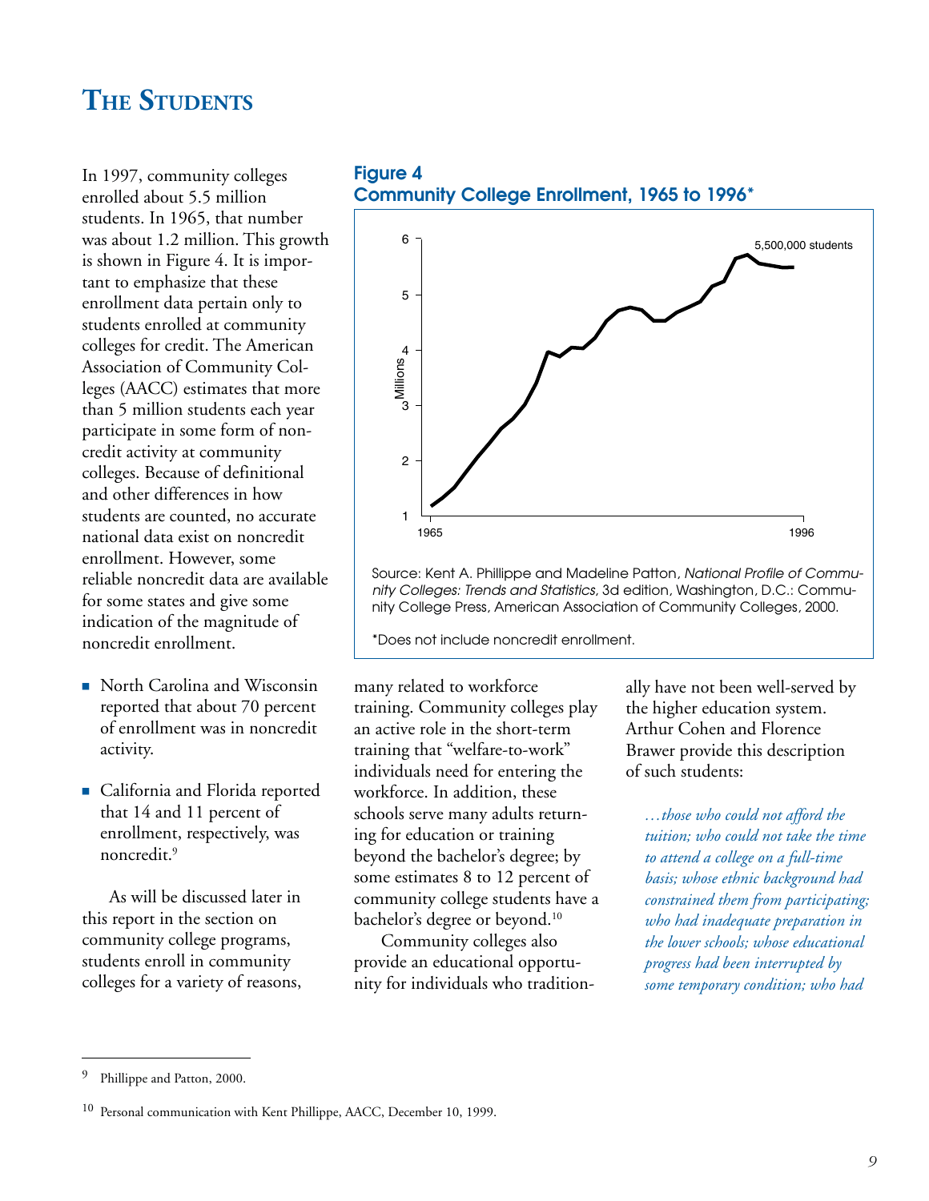# The Students

In 1997, community colleges enrolled about 5.5 million students. In 1965, that number was about 1.2 million. This growth is shown in Figure 4. It is important to emphasize that these enrollment data pertain only to students enrolled at community colleges for credit. The American Association of Community Colleges (AACC) estimates that more than 5 million students each year participate in some form of noncredit activity at community colleges. Because of definitional and other differences in how students are counted, no accurate national data exist on noncredit enrollment. However, some reliable noncredit data are available for some states and give some indication of the magnitude of noncredit enrollment.

**Figure 4**
**Community College Enrollment, 1965 to 1996***

Source: Kent A. Phillippe and Madeline Patton, *National Profile of Community Colleges: Trends and Statistics*, 3d edition, Washington, D.C.: Community College Press, American Association of Community Colleges, 2000.

*Does not include noncredit enrollment.

- North Carolina and Wisconsin reported that about 70 percent of enrollment was in noncredit activity.
- California and Florida reported that 14 and 11 percent of enrollment, respectively, was noncredit.[9]

As will be discussed later in this report in the section on community college programs, students enroll in community colleges for a variety of reasons, many related to workforce training. Community colleges play an active role in the short-term training that "welfare-to-work" individuals need for entering the workforce. In addition, these schools serve many adults returning for education or training beyond the bachelor's degree; by some estimates 8 to 12 percent of community college students have a bachelor's degree or beyond.[10]

Community colleges also provide an educational opportunity for individuals who traditionally have not been well-served by the higher education system. Arthur Cohen and Florence Brawer provide this description of such students:

> *…those who could not afford the tuition; who could not take the time to attend a college on a full-time basis; whose ethnic background had constrained them from participating; who had inadequate preparation in the lower schools; whose educational progress had been interrupted by some temporary condition; who had*

---

[9] Phillippe and Patton, 2000.

[10] Personal communication with Kent Phillippe, AACC, December 10, 1999.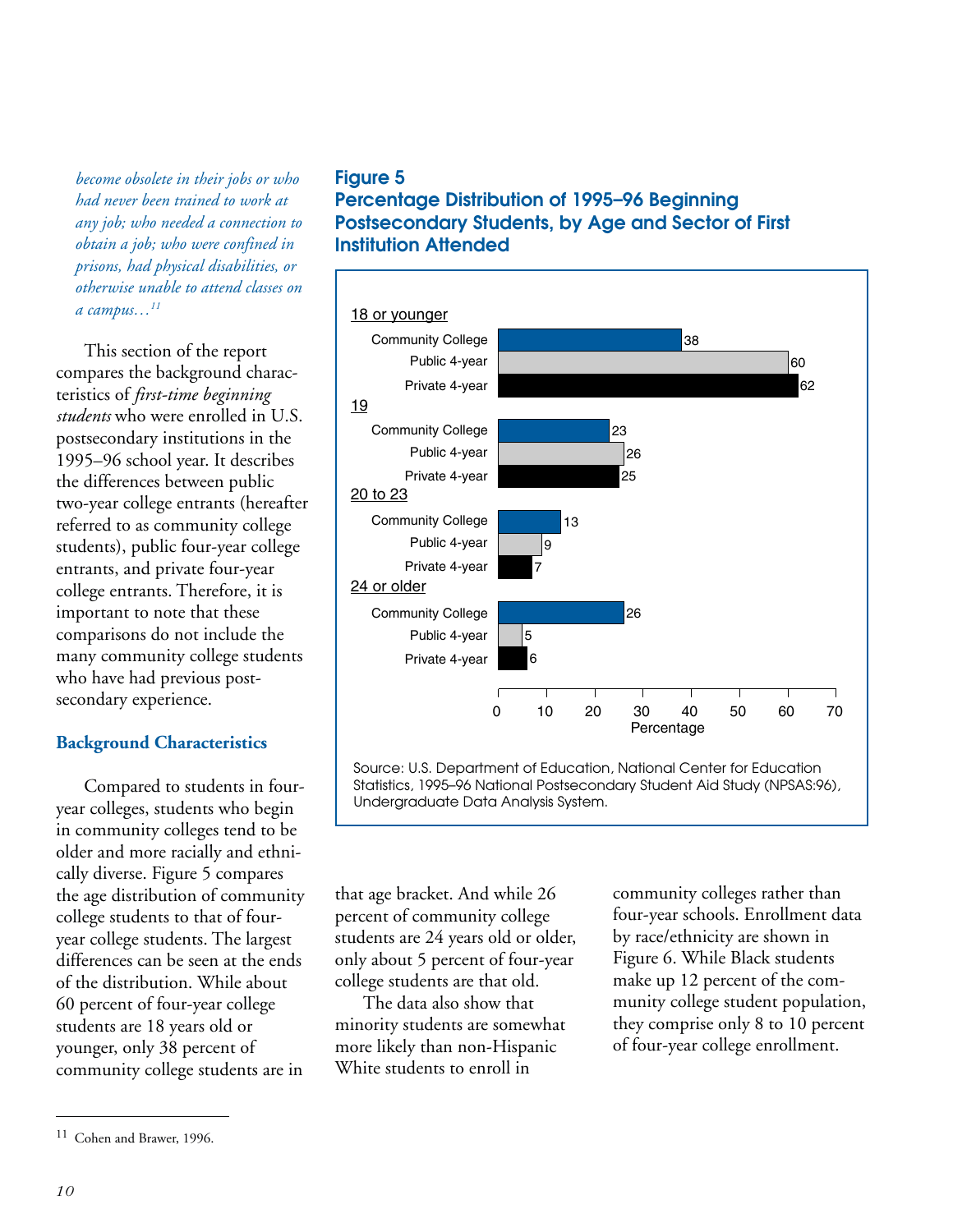*become obsolete in their jobs or who had never been trained to work at any job; who needed a connection to obtain a job; who were confined in prisons, had physical disabilities, or otherwise unable to attend classes on a campus…*[11]

This section of the report compares the background characteristics of *first-time beginning students* who were enrolled in U.S. postsecondary institutions in the 1995–96 school year. It describes the differences between public two-year college entrants (hereafter referred to as community college students), public four-year college entrants, and private four-year college entrants. Therefore, it is important to note that these comparisons do not include the many community college students who have had previous postsecondary experience.

### Background Characteristics

Compared to students in four-year colleges, students who begin in community colleges tend to be older and more racially and ethnically diverse. Figure 5 compares the age distribution of community college students to that of four-year college students. The largest differences can be seen at the ends of the distribution. While about 60 percent of four-year college students are 18 years old or younger, only 38 percent of community college students are in that age bracket. And while 26 percent of community college students are 24 years old or older, only about 5 percent of four-year college students are that old.

The data also show that minority students are somewhat more likely than non-Hispanic White students to enroll in community colleges rather than four-year schools. Enrollment data by race/ethnicity are shown in Figure 6. While Black students make up 12 percent of the community college student population, they comprise only 8 to 10 percent of four-year college enrollment.

**Figure 5**
**Percentage Distribution of 1995–96 Beginning Postsecondary Students, by Age and Sector of First Institution Attended**

| Age | Community College | Public 4-year | Private 4-year |
|---|---|---|---|
| 18 or younger | 38 | 60 | 62 |
| 19 | 23 | 26 | 25 |
| 20 to 23 | 13 | 9 | 7 |
| 24 or older | 26 | 5 | 6 |

Percentage

Source: U.S. Department of Education, National Center for Education Statistics, 1995–96 National Postsecondary Student Aid Study (NPSAS:96), Undergraduate Data Analysis System.

[11] Cohen and Brawer, 1996.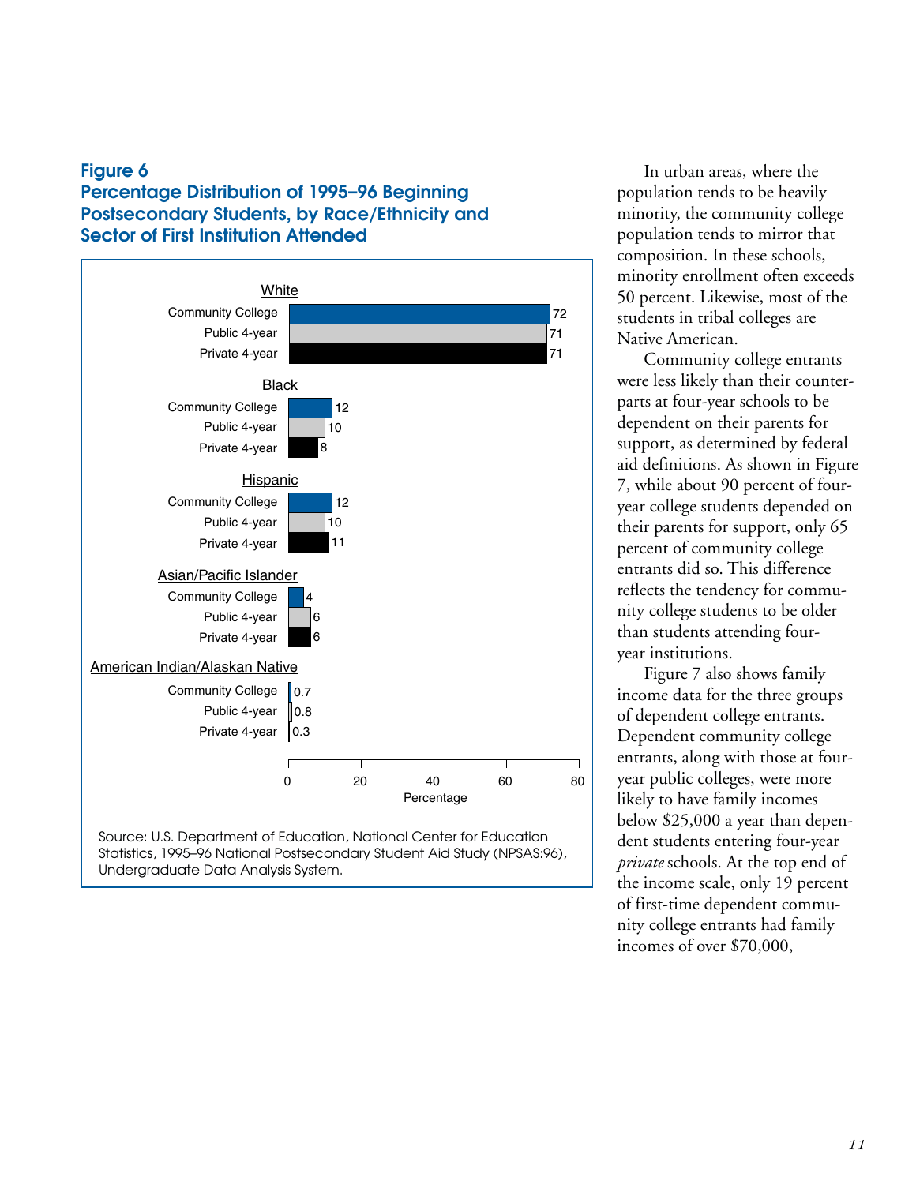## Figure 6
## Percentage Distribution of 1995–96 Beginning Postsecondary Students, by Race/Ethnicity and Sector of First Institution Attended

| Race/Ethnicity | Community College | Public 4-year | Private 4-year |
|---|---|---|---|
| White | 72 | 71 | 71 |
| Black | 12 | 10 | 8 |
| Hispanic | 12 | 10 | 11 |
| Asian/Pacific Islander | 4 | 6 | 6 |
| American Indian/Alaskan Native | 0.7 | 0.8 | 0.3 |

Percentage

Source: U.S. Department of Education, National Center for Education Statistics, 1995–96 National Postsecondary Student Aid Study (NPSAS:96), Undergraduate Data Analysis System.

In urban areas, where the population tends to be heavily minority, the community college population tends to mirror that composition. In these schools, minority enrollment often exceeds 50 percent. Likewise, most of the students in tribal colleges are Native American.

Community college entrants were less likely than their counterparts at four-year schools to be dependent on their parents for support, as determined by federal aid definitions. As shown in Figure 7, while about 90 percent of four-year college students depended on their parents for support, only 65 percent of community college entrants did so. This difference reflects the tendency for community college students to be older than students attending four-year institutions.

Figure 7 also shows family income data for the three groups of dependent college entrants. Dependent community college entrants, along with those at four-year public colleges, were more likely to have family incomes below $25,000 a year than dependent students entering four-year *private* schools. At the top end of the income scale, only 19 percent of first-time dependent community college entrants had family incomes of over $70,000,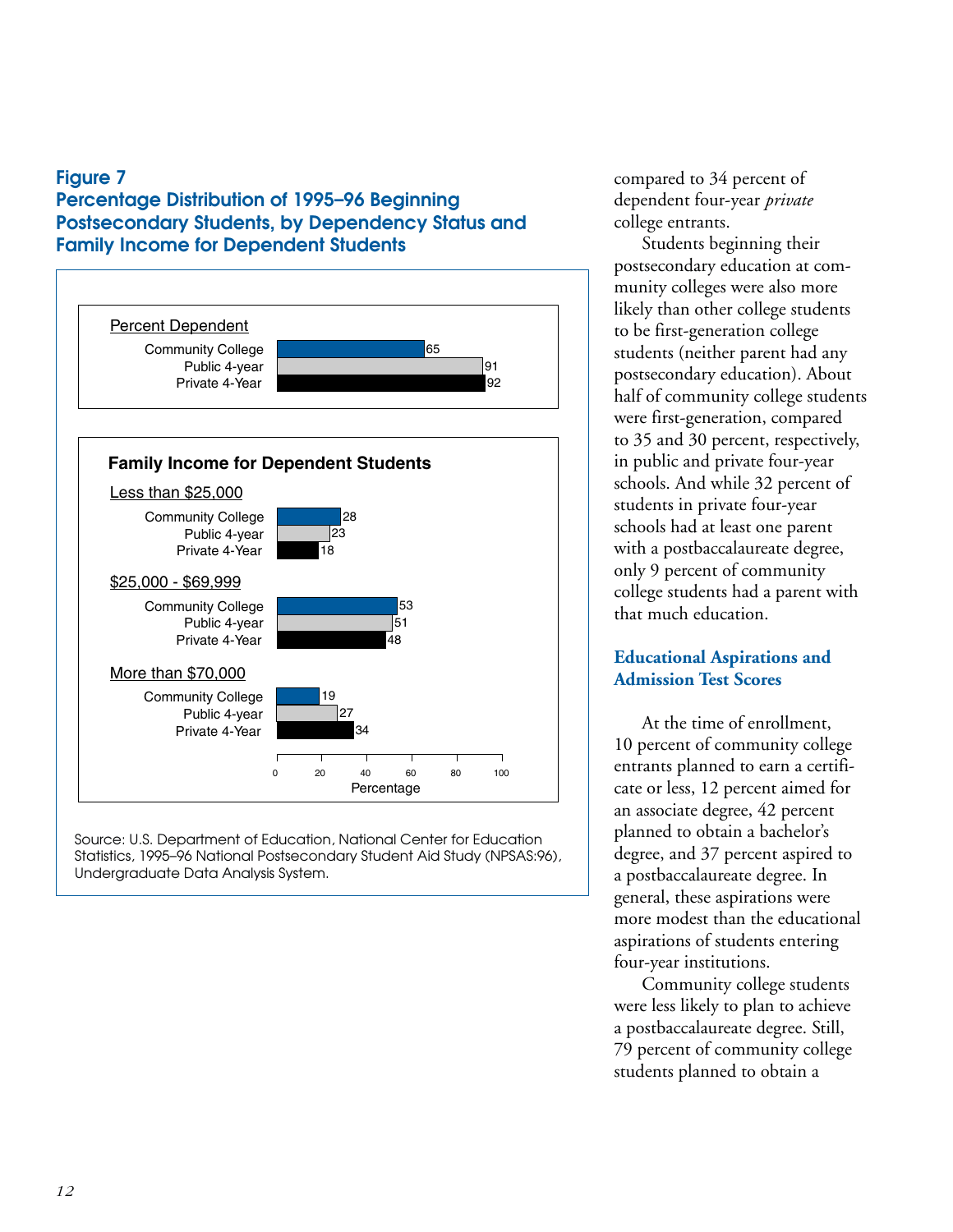## Figure 7
## Percentage Distribution of 1995–96 Beginning Postsecondary Students, by Dependency Status and Family Income for Dependent Students

**Percent Dependent**

| | Percentage |
|---|---|
| Community College | 65 |
| Public 4-year | 91 |
| Private 4-Year | 92 |

**Family Income for Dependent Students**

| | Community College | Public 4-year | Private 4-Year |
|---|---|---|---|
| Less than $25,000 | 28 | 23 | 18 |
| $25,000 - $69,999 | 53 | 51 | 48 |
| More than $70,000 | 19 | 27 | 34 |

Source: U.S. Department of Education, National Center for Education Statistics, 1995–96 National Postsecondary Student Aid Study (NPSAS:96), Undergraduate Data Analysis System.

compared to 34 percent of dependent four-year *private* college entrants.

Students beginning their postsecondary education at community colleges were also more likely than other college students to be first-generation college students (neither parent had any postsecondary education). About half of community college students were first-generation, compared to 35 and 30 percent, respectively, in public and private four-year schools. And while 32 percent of students in private four-year schools had at least one parent with a postbaccalaureate degree, only 9 percent of community college students had a parent with that much education.

### Educational Aspirations and Admission Test Scores

At the time of enrollment, 10 percent of community college entrants planned to earn a certificate or less, 12 percent aimed for an associate degree, 42 percent planned to obtain a bachelor's degree, and 37 percent aspired to a postbaccalaureate degree. In general, these aspirations were more modest than the educational aspirations of students entering four-year institutions.

Community college students were less likely to plan to achieve a postbaccalaureate degree. Still, 79 percent of community college students planned to obtain a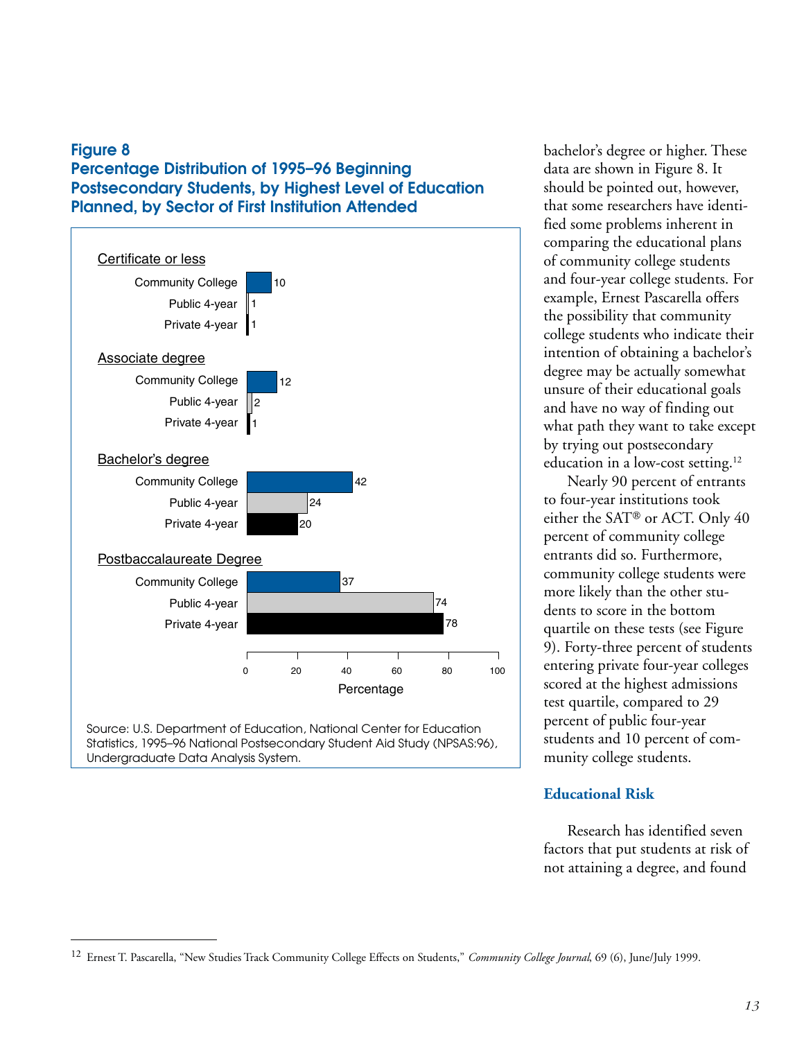**Figure 8**
**Percentage Distribution of 1995–96 Beginning Postsecondary Students, by Highest Level of Education Planned, by Sector of First Institution Attended**

| Highest level of education planned | Community College | Public 4-year | Private 4-year |
|---|---|---|---|
| Certificate or less | 10 | 1 | 1 |
| Associate degree | 12 | 2 | 1 |
| Bachelor's degree | 42 | 24 | 20 |
| Postbaccalaureate Degree | 37 | 74 | 78 |

Percentage

Source: U.S. Department of Education, National Center for Education Statistics, 1995–96 National Postsecondary Student Aid Study (NPSAS:96), Undergraduate Data Analysis System.

bachelor's degree or higher. These data are shown in Figure 8. It should be pointed out, however, that some researchers have identified some problems inherent in comparing the educational plans of community college students and four-year college students. For example, Ernest Pascarella offers the possibility that community college students who indicate their intention of obtaining a bachelor's degree may be actually somewhat unsure of their educational goals and have no way of finding out what path they want to take except by trying out postsecondary education in a low-cost setting.[12]

Nearly 90 percent of entrants to four-year institutions took either the SAT® or ACT. Only 40 percent of community college entrants did so. Furthermore, community college students were more likely than the other students to score in the bottom quartile on these tests (see Figure 9). Forty-three percent of students entering private four-year colleges scored at the highest admissions test quartile, compared to 29 percent of public four-year students and 10 percent of community college students.

## Educational Risk

Research has identified seven factors that put students at risk of not attaining a degree, and found

---

[12] Ernest T. Pascarella, "New Studies Track Community College Effects on Students," *Community College Journal*, 69 (6), June/July 1999.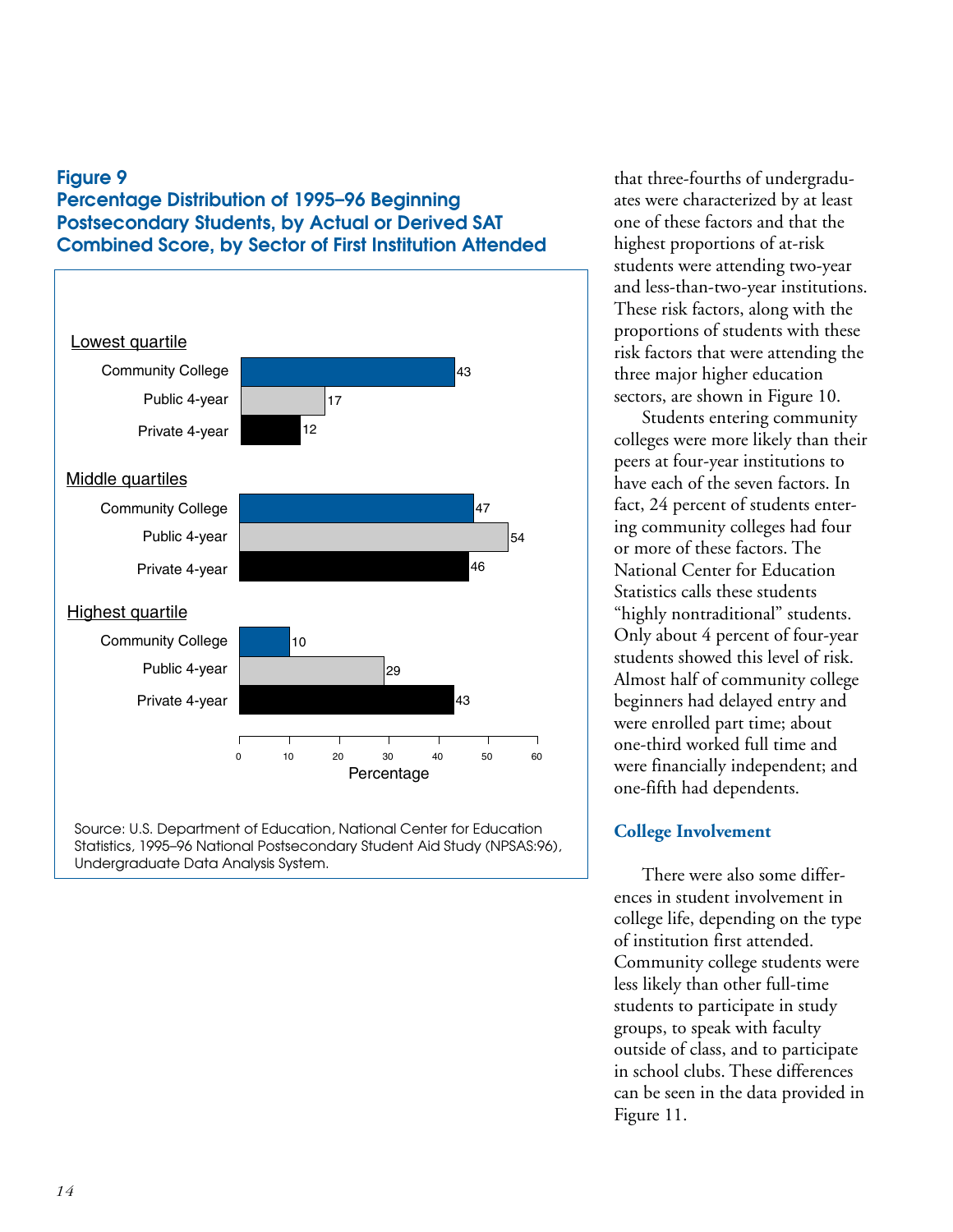**Figure 9**
**Percentage Distribution of 1995–96 Beginning Postsecondary Students, by Actual or Derived SAT Combined Score, by Sector of First Institution Attended**

| | Percentage |
|---|---|
| **Lowest quartile** | |
| Community College | 43 |
| Public 4-year | 17 |
| Private 4-year | 12 |
| **Middle quartiles** | |
| Community College | 47 |
| Public 4-year | 54 |
| Private 4-year | 46 |
| **Highest quartile** | |
| Community College | 10 |
| Public 4-year | 29 |
| Private 4-year | 43 |

Source: U.S. Department of Education, National Center for Education Statistics, 1995–96 National Postsecondary Student Aid Study (NPSAS:96), Undergraduate Data Analysis System.

that three-fourths of undergraduates were characterized by at least one of these factors and that the highest proportions of at-risk students were attending two-year and less-than-two-year institutions. These risk factors, along with the proportions of students with these risk factors that were attending the three major higher education sectors, are shown in Figure 10.

Students entering community colleges were more likely than their peers at four-year institutions to have each of the seven factors. In fact, 24 percent of students entering community colleges had four or more of these factors. The National Center for Education Statistics calls these students "highly nontraditional" students. Only about 4 percent of four-year students showed this level of risk. Almost half of community college beginners had delayed entry and were enrolled part time; about one-third worked full time and were financially independent; and one-fifth had dependents.

## College Involvement

There were also some differences in student involvement in college life, depending on the type of institution first attended. Community college students were less likely than other full-time students to participate in study groups, to speak with faculty outside of class, and to participate in school clubs. These differences can be seen in the data provided in Figure 11.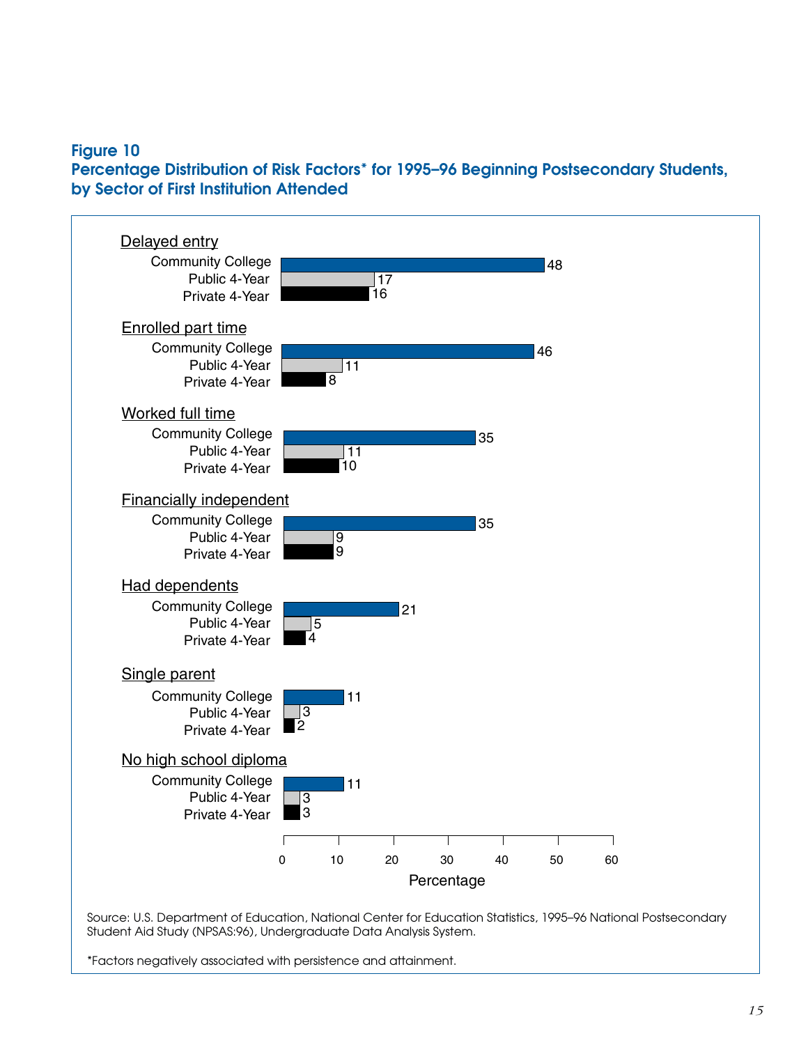**Figure 10**
**Percentage Distribution of Risk Factors* for 1995–96 Beginning Postsecondary Students, by Sector of First Institution Attended**

| Risk factor | Community College | Public 4-Year | Private 4-Year |
| --- | --- | --- | --- |
| Delayed entry | 48 | 17 | 16 |
| Enrolled part time | 46 | 11 | 8 |
| Worked full time | 35 | 11 | 10 |
| Financially independent | 35 | 9 | 9 |
| Had dependents | 21 | 5 | 4 |
| Single parent | 11 | 3 | 2 |
| No high school diploma | 11 | 3 | 3 |

Percentage

Source: U.S. Department of Education, National Center for Education Statistics, 1995–96 National Postsecondary Student Aid Study (NPSAS:96), Undergraduate Data Analysis System.

*Factors negatively associated with persistence and attainment.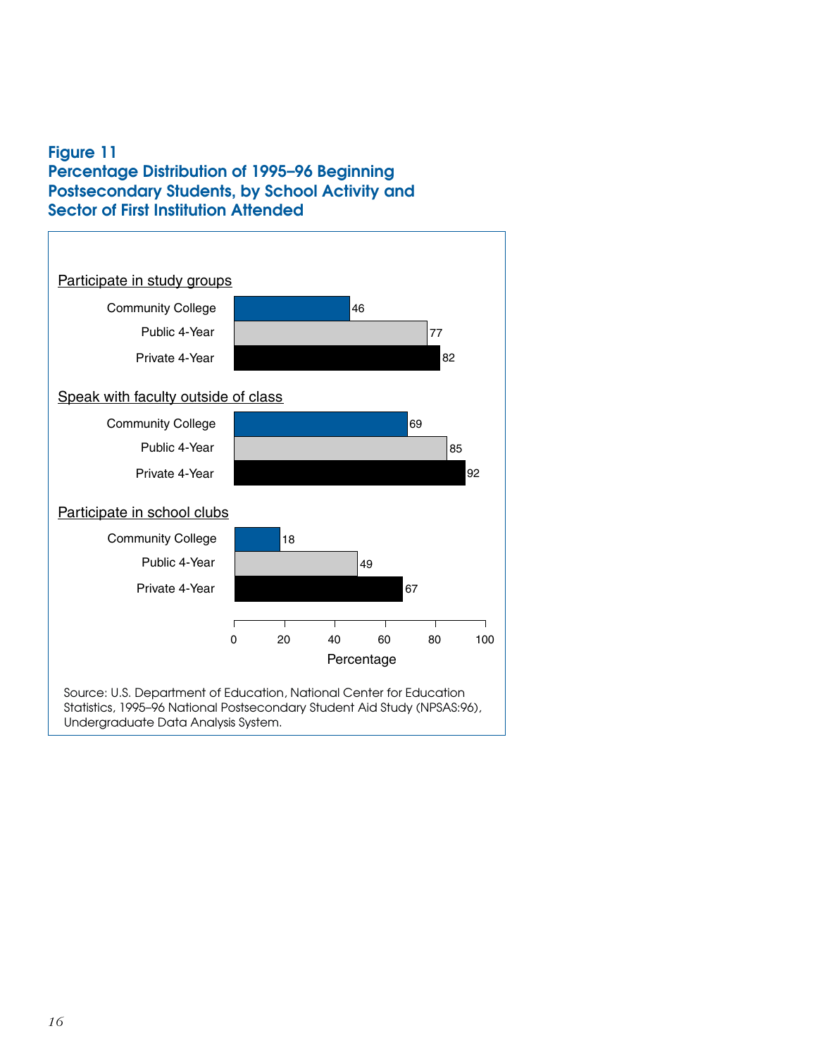### Figure 11
### Percentage Distribution of 1995–96 Beginning Postsecondary Students, by School Activity and Sector of First Institution Attended

**Participate in study groups**

| Sector | Percentage |
|---|---|
| Community College | 46 |
| Public 4-Year | 77 |
| Private 4-Year | 82 |

**Speak with faculty outside of class**

| Sector | Percentage |
|---|---|
| Community College | 69 |
| Public 4-Year | 85 |
| Private 4-Year | 92 |

**Participate in school clubs**

| Sector | Percentage |
|---|---|
| Community College | 18 |
| Public 4-Year | 49 |
| Private 4-Year | 67 |

Source: U.S. Department of Education, National Center for Education Statistics, 1995–96 National Postsecondary Student Aid Study (NPSAS:96), Undergraduate Data Analysis System.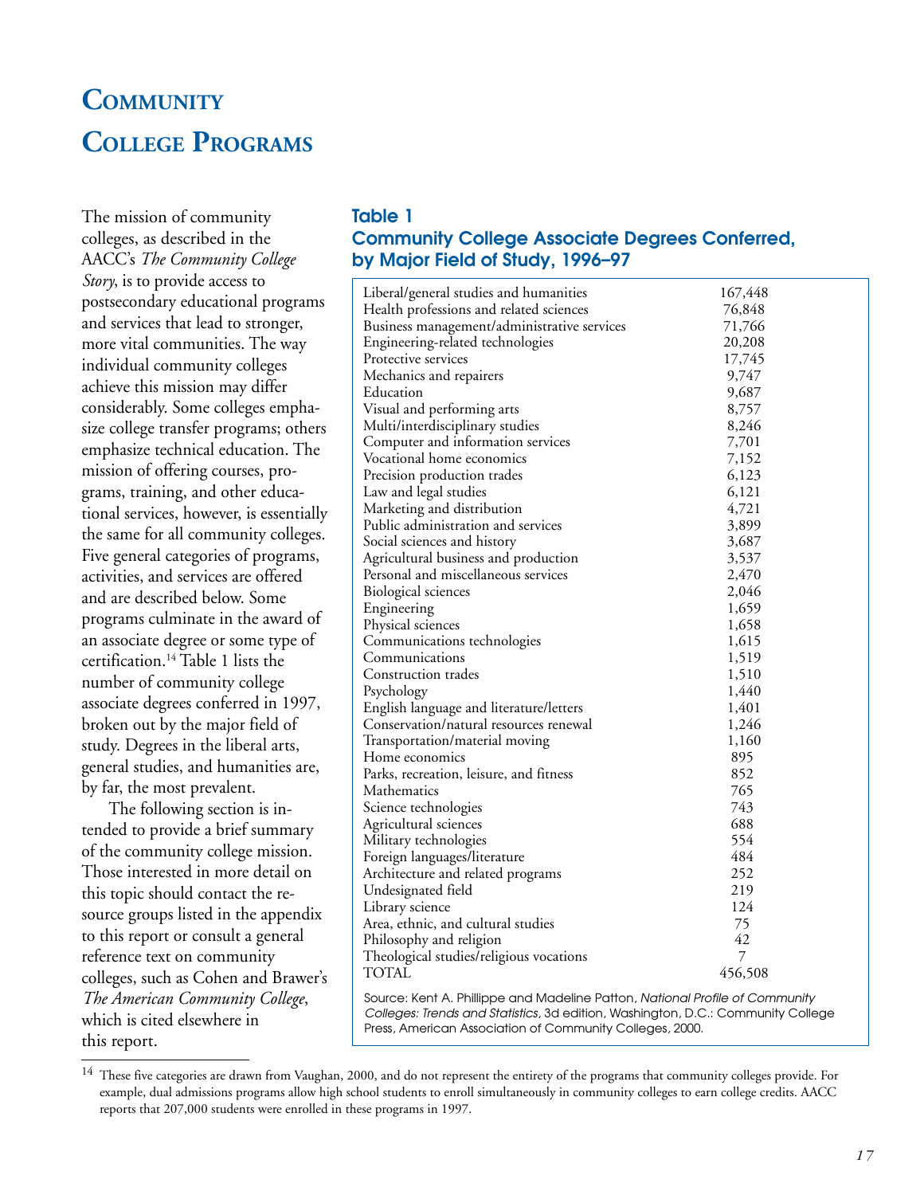# Community College Programs

The mission of community colleges, as described in the AACC's *The Community College Story*, is to provide access to postsecondary educational programs and services that lead to stronger, more vital communities. The way individual community colleges achieve this mission may differ considerably. Some colleges emphasize college transfer programs; others emphasize technical education. The mission of offering courses, programs, training, and other educational services, however, is essentially the same for all community colleges. Five general categories of programs, activities, and services are offered and are described below. Some programs culminate in the award of an associate degree or some type of certification.[14] Table 1 lists the number of community college associate degrees conferred in 1997, broken out by the major field of study. Degrees in the liberal arts, general studies, and humanities are, by far, the most prevalent.

The following section is intended to provide a brief summary of the community college mission. Those interested in more detail on this topic should contact the resource groups listed in the appendix to this report or consult a general reference text on community colleges, such as Cohen and Brawer's *The American Community College*, which is cited elsewhere in this report.

**Table 1**
**Community College Associate Degrees Conferred, by Major Field of Study, 1996–97**

| Field of Study | Degrees |
|---|---|
| Liberal/general studies and humanities | 167,448 |
| Health professions and related sciences | 76,848 |
| Business management/administrative services | 71,766 |
| Engineering-related technologies | 20,208 |
| Protective services | 17,745 |
| Mechanics and repairers | 9,747 |
| Education | 9,687 |
| Visual and performing arts | 8,757 |
| Multi/interdisciplinary studies | 8,246 |
| Computer and information services | 7,701 |
| Vocational home economics | 7,152 |
| Precision production trades | 6,123 |
| Law and legal studies | 6,121 |
| Marketing and distribution | 4,721 |
| Public administration and services | 3,899 |
| Social sciences and history | 3,687 |
| Agricultural business and production | 3,537 |
| Personal and miscellaneous services | 2,470 |
| Biological sciences | 2,046 |
| Engineering | 1,659 |
| Physical sciences | 1,658 |
| Communications technologies | 1,615 |
| Communications | 1,519 |
| Construction trades | 1,510 |
| Psychology | 1,440 |
| English language and literature/letters | 1,401 |
| Conservation/natural resources renewal | 1,246 |
| Transportation/material moving | 1,160 |
| Home economics | 895 |
| Parks, recreation, leisure, and fitness | 852 |
| Mathematics | 765 |
| Science technologies | 743 |
| Agricultural sciences | 688 |
| Military technologies | 554 |
| Foreign languages/literature | 484 |
| Architecture and related programs | 252 |
| Undesignated field | 219 |
| Library science | 124 |
| Area, ethnic, and cultural studies | 75 |
| Philosophy and religion | 42 |
| Theological studies/religious vocations | 7 |
| TOTAL | 456,508 |

Source: Kent A. Phillippe and Madeline Patton, *National Profile of Community Colleges: Trends and Statistics*, 3d edition, Washington, D.C.: Community College Press, American Association of Community Colleges, 2000.

[14] These five categories are drawn from Vaughan, 2000, and do not represent the entirety of the programs that community colleges provide. For example, dual admissions programs allow high school students to enroll simultaneously in community colleges to earn college credits. AACC reports that 207,000 students were enrolled in these programs in 1997.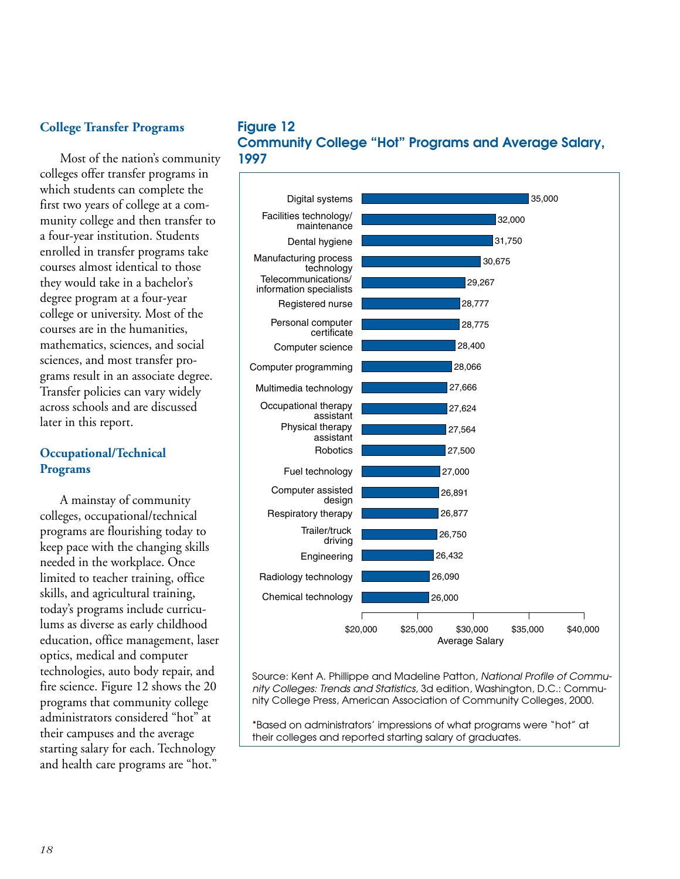### College Transfer Programs

Most of the nation's community colleges offer transfer programs in which students can complete the first two years of college at a community college and then transfer to a four-year institution. Students enrolled in transfer programs take courses almost identical to those they would take in a bachelor's degree program at a four-year college or university. Most of the courses are in the humanities, mathematics, sciences, and social sciences, and most transfer programs result in an associate degree. Transfer policies can vary widely across schools and are discussed later in this report.

### Occupational/Technical Programs

A mainstay of community colleges, occupational/technical programs are flourishing today to keep pace with the changing skills needed in the workplace. Once limited to teacher training, office skills, and agricultural training, today's programs include curriculums as diverse as early childhood education, office management, laser optics, medical and computer technologies, auto body repair, and fire science. Figure 12 shows the 20 programs that community college administrators considered "hot" at their campuses and the average starting salary for each. Technology and health care programs are "hot."

**Figure 12**
**Community College "Hot" Programs and Average Salary, 1997**

| Program | Average Salary |
|---|---|
| Digital systems | 35,000 |
| Facilities technology/maintenance | 32,000 |
| Dental hygiene | 31,750 |
| Manufacturing process technology | 30,675 |
| Telecommunications/information specialists | 29,267 |
| Registered nurse | 28,777 |
| Personal computer certificate | 28,775 |
| Computer science | 28,400 |
| Computer programming | 28,066 |
| Multimedia technology | 27,666 |
| Occupational therapy assistant | 27,624 |
| Physical therapy assistant | 27,564 |
| Robotics | 27,500 |
| Fuel technology | 27,000 |
| Computer assisted design | 26,891 |
| Respiratory therapy | 26,877 |
| Trailer/truck driving | 26,750 |
| Engineering | 26,432 |
| Radiology technology | 26,090 |
| Chemical technology | 26,000 |

Source: Kent A. Phillippe and Madeline Patton, *National Profile of Community Colleges: Trends and Statistics*, 3d edition, Washington, D.C.: Community College Press, American Association of Community Colleges, 2000.

*Based on administrators' impressions of what programs were "hot" at their colleges and reported starting salary of graduates.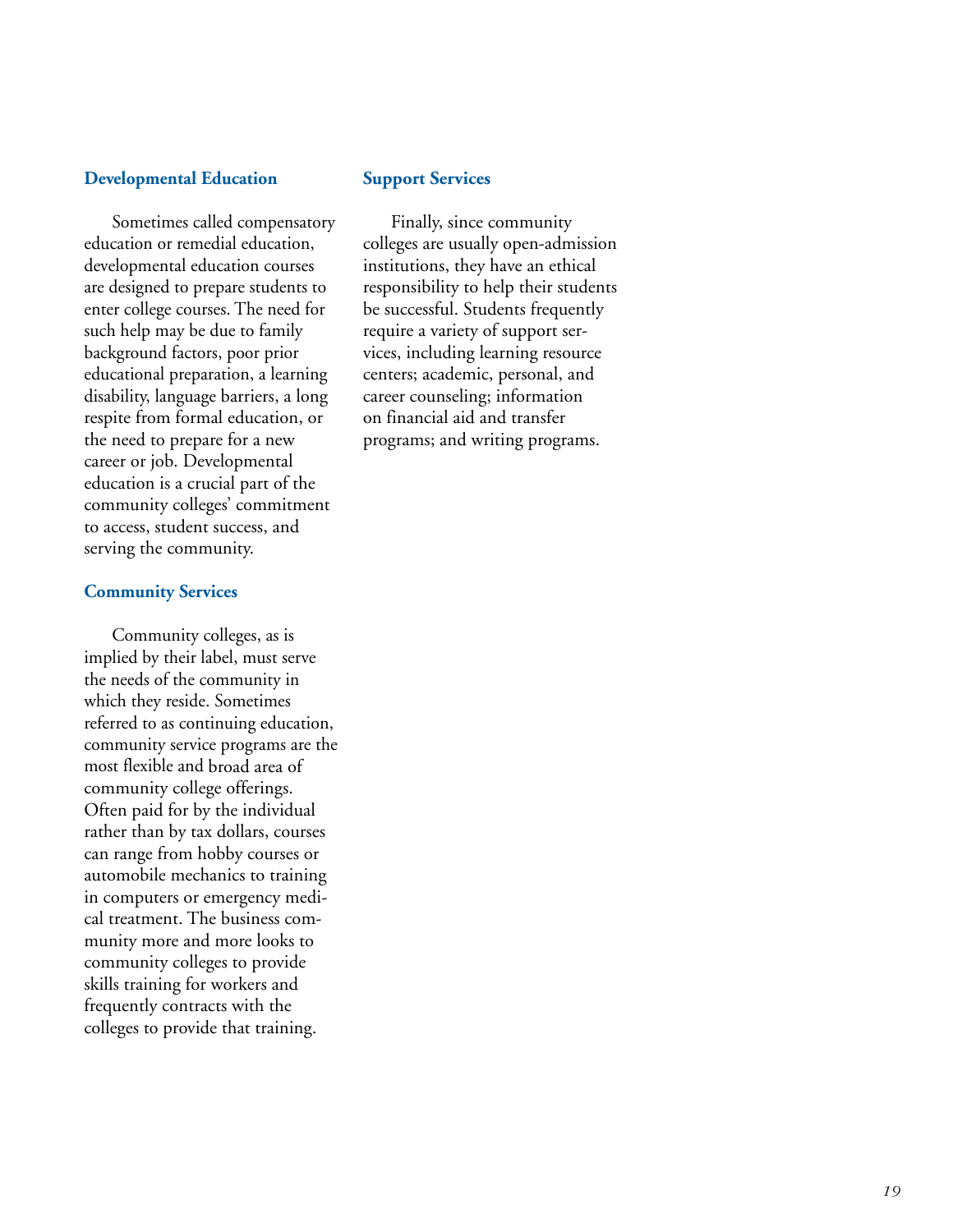### Developmental Education

Sometimes called compensatory education or remedial education, developmental education courses are designed to prepare students to enter college courses. The need for such help may be due to family background factors, poor prior educational preparation, a learning disability, language barriers, a long respite from formal education, or the need to prepare for a new career or job. Developmental education is a crucial part of the community colleges' commitment to access, student success, and serving the community.

### Community Services

Community colleges, as is implied by their label, must serve the needs of the community in which they reside. Sometimes referred to as continuing education, community service programs are the most flexible and broad area of community college offerings. Often paid for by the individual rather than by tax dollars, courses can range from hobby courses or automobile mechanics to training in computers or emergency medical treatment. The business community more and more looks to community colleges to provide skills training for workers and frequently contracts with the colleges to provide that training.

### Support Services

Finally, since community colleges are usually open-admission institutions, they have an ethical responsibility to help their students be successful. Students frequently require a variety of support services, including learning resource centers; academic, personal, and career counseling; information on financial aid and transfer programs; and writing programs.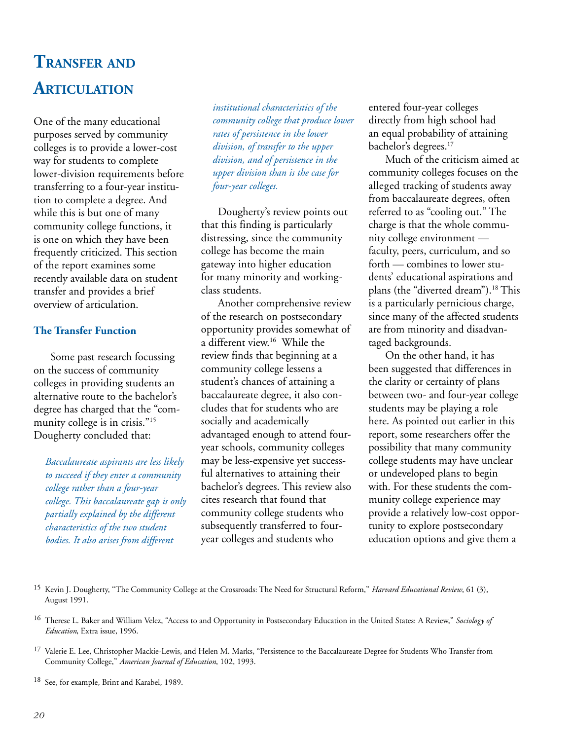# Transfer and Articulation

One of the many educational purposes served by community colleges is to provide a lower-cost way for students to complete lower-division requirements before transferring to a four-year institution to complete a degree. And while this is but one of many community college functions, it is one on which they have been frequently criticized. This section of the report examines some recently available data on student transfer and provides a brief overview of articulation.

## The Transfer Function

Some past research focussing on the success of community colleges in providing students an alternative route to the bachelor's degree has charged that the "community college is in crisis."[15] Dougherty concluded that:

> *Baccalaureate aspirants are less likely to succeed if they enter a community college rather than a four-year college. This baccalaureate gap is only partially explained by the different characteristics of the two student bodies. It also arises from different institutional characteristics of the community college that produce lower rates of persistence in the lower division, of transfer to the upper division, and of persistence in the upper division than is the case for four-year colleges.*

Dougherty's review points out that this finding is particularly distressing, since the community college has become the main gateway into higher education for many minority and working-class students.

Another comprehensive review of the research on postsecondary opportunity provides somewhat of a different view.[16] While the review finds that beginning at a community college lessens a student's chances of attaining a baccalaureate degree, it also concludes that for students who are socially and academically advantaged enough to attend four-year schools, community colleges may be less-expensive yet successful alternatives to attaining their bachelor's degrees. This review also cites research that found that community college students who subsequently transferred to four-year colleges and students who entered four-year colleges directly from high school had an equal probability of attaining bachelor's degrees.[17]

Much of the criticism aimed at community colleges focuses on the alleged tracking of students away from baccalaureate degrees, often referred to as "cooling out." The charge is that the whole community college environment — faculty, peers, curriculum, and so forth — combines to lower students' educational aspirations and plans (the "diverted dream").[18] This is a particularly pernicious charge, since many of the affected students are from minority and disadvantaged backgrounds.

On the other hand, it has been suggested that differences in the clarity or certainty of plans between two- and four-year college students may be playing a role here. As pointed out earlier in this report, some researchers offer the possibility that many community college students may have unclear or undeveloped plans to begin with. For these students the community college experience may provide a relatively low-cost opportunity to explore postsecondary education options and give them a

---

[15] Kevin J. Dougherty, "The Community College at the Crossroads: The Need for Structural Reform," *Harvard Educational Review*, 61 (3), August 1991.

[16] Therese L. Baker and William Velez, "Access to and Opportunity in Postsecondary Education in the United States: A Review," *Sociology of Education*, Extra issue, 1996.

[17] Valerie E. Lee, Christopher Mackie-Lewis, and Helen M. Marks, "Persistence to the Baccalaureate Degree for Students Who Transfer from Community College," *American Journal of Education*, 102, 1993.

[18] See, for example, Brint and Karabel, 1989.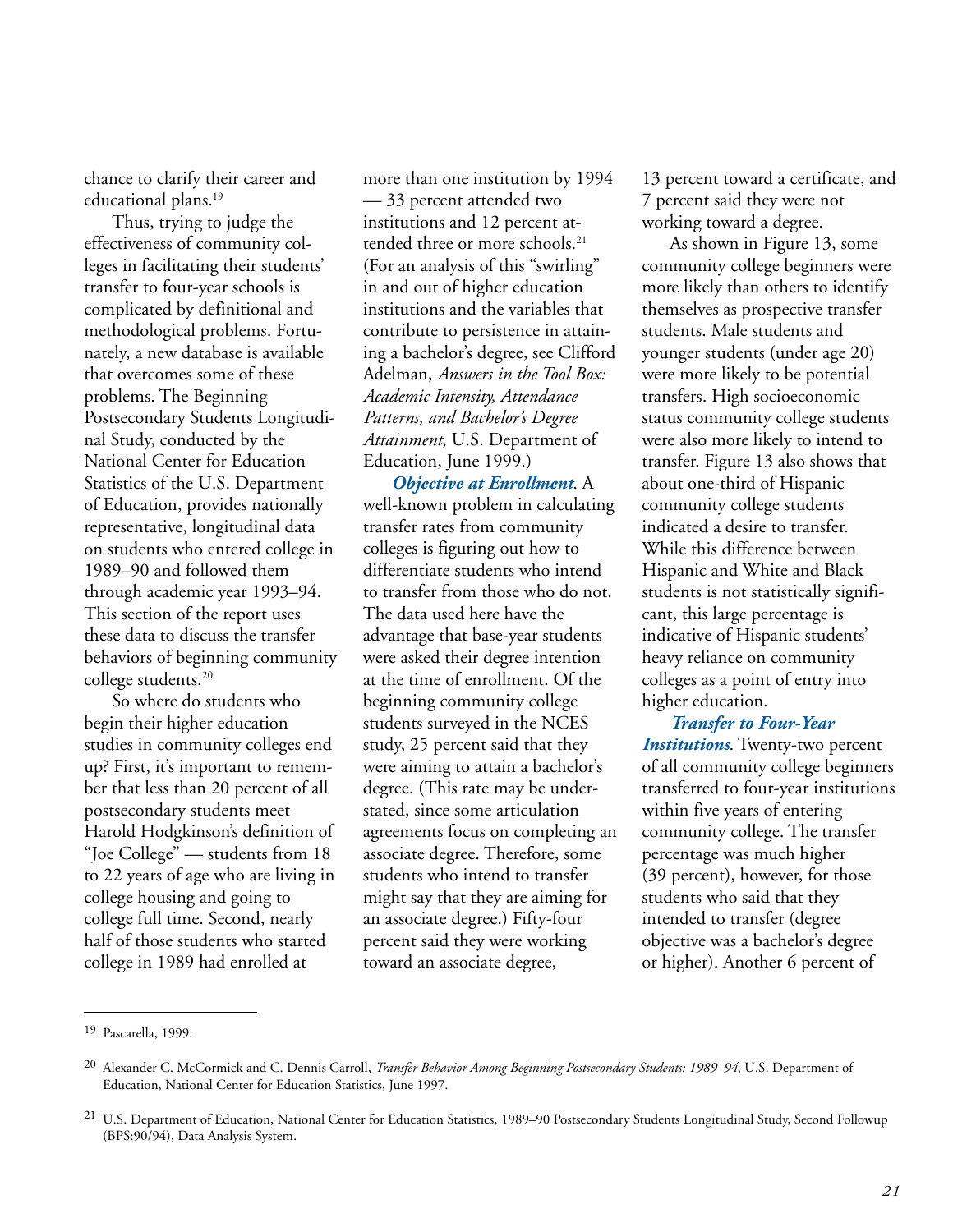chance to clarify their career and educational plans.[19]

Thus, trying to judge the effectiveness of community colleges in facilitating their students' transfer to four-year schools is complicated by definitional and methodological problems. Fortunately, a new database is available that overcomes some of these problems. The Beginning Postsecondary Students Longitudinal Study, conducted by the National Center for Education Statistics of the U.S. Department of Education, provides nationally representative, longitudinal data on students who entered college in 1989–90 and followed them through academic year 1993–94. This section of the report uses these data to discuss the transfer behaviors of beginning community college students.[20]

So where do students who begin their higher education studies in community colleges end up? First, it's important to remember that less than 20 percent of all postsecondary students meet Harold Hodgkinson's definition of "Joe College" — students from 18 to 22 years of age who are living in college housing and going to college full time. Second, nearly half of those students who started college in 1989 had enrolled at more than one institution by 1994 — 33 percent attended two institutions and 12 percent attended three or more schools.[21] (For an analysis of this "swirling" in and out of higher education institutions and the variables that contribute to persistence in attaining a bachelor's degree, see Clifford Adelman, *Answers in the Tool Box: Academic Intensity, Attendance Patterns, and Bachelor's Degree Attainment*, U.S. Department of Education, June 1999.)

***Objective at Enrollment***. A well-known problem in calculating transfer rates from community colleges is figuring out how to differentiate students who intend to transfer from those who do not. The data used here have the advantage that base-year students were asked their degree intention at the time of enrollment. Of the beginning community college students surveyed in the NCES study, 25 percent said that they were aiming to attain a bachelor's degree. (This rate may be understated, since some articulation agreements focus on completing an associate degree. Therefore, some students who intend to transfer might say that they are aiming for an associate degree.) Fifty-four percent said they were working toward an associate degree, 13 percent toward a certificate, and 7 percent said they were not working toward a degree.

As shown in Figure 13, some community college beginners were more likely than others to identify themselves as prospective transfer students. Male students and younger students (under age 20) were more likely to be potential transfers. High socioeconomic status community college students were also more likely to intend to transfer. Figure 13 also shows that about one-third of Hispanic community college students indicated a desire to transfer. While this difference between Hispanic and White and Black students is not statistically significant, this large percentage is indicative of Hispanic students' heavy reliance on community colleges as a point of entry into higher education.

***Transfer to Four-Year Institutions***. Twenty-two percent of all community college beginners transferred to four-year institutions within five years of entering community college. The transfer percentage was much higher (39 percent), however, for those students who said that they intended to transfer (degree objective was a bachelor's degree or higher). Another 6 percent of

---

[19] Pascarella, 1999.

[20] Alexander C. McCormick and C. Dennis Carroll, *Transfer Behavior Among Beginning Postsecondary Students: 1989–94*, U.S. Department of Education, National Center for Education Statistics, June 1997.

[21] U.S. Department of Education, National Center for Education Statistics, 1989–90 Postsecondary Students Longitudinal Study, Second Followup (BPS:90/94), Data Analysis System.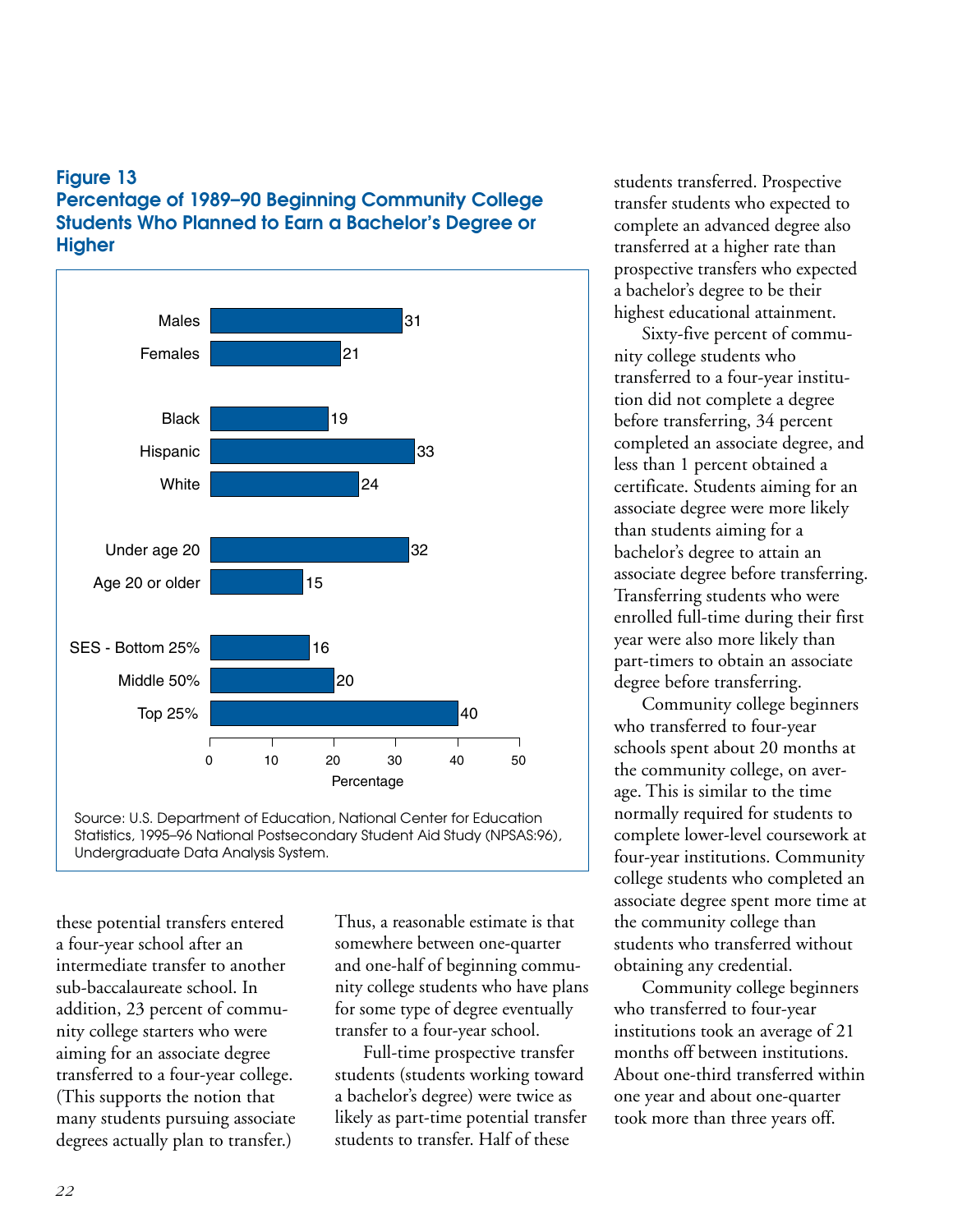**Figure 13**
**Percentage of 1989–90 Beginning Community College Students Who Planned to Earn a Bachelor's Degree or Higher**

| Group | Percentage |
|---|---|
| Males | 31 |
| Females | 21 |
| Black | 19 |
| Hispanic | 33 |
| White | 24 |
| Under age 20 | 32 |
| Age 20 or older | 15 |
| SES - Bottom 25% | 16 |
| Middle 50% | 20 |
| Top 25% | 40 |

Source: U.S. Department of Education, National Center for Education Statistics, 1995–96 National Postsecondary Student Aid Study (NPSAS:96), Undergraduate Data Analysis System.

these potential transfers entered a four-year school after an intermediate transfer to another sub-baccalaureate school. In addition, 23 percent of community college starters who were aiming for an associate degree transferred to a four-year college. (This supports the notion that many students pursuing associate degrees actually plan to transfer.)

Thus, a reasonable estimate is that somewhere between one-quarter and one-half of beginning community college students who have plans for some type of degree eventually transfer to a four-year school.

Full-time prospective transfer students (students working toward a bachelor's degree) were twice as likely as part-time potential transfer students to transfer. Half of these students transferred. Prospective transfer students who expected to complete an advanced degree also transferred at a higher rate than prospective transfers who expected a bachelor's degree to be their highest educational attainment.

Sixty-five percent of community college students who transferred to a four-year institution did not complete a degree before transferring, 34 percent completed an associate degree, and less than 1 percent obtained a certificate. Students aiming for an associate degree were more likely than students aiming for a bachelor's degree to attain an associate degree before transferring. Transferring students who were enrolled full-time during their first year were also more likely than part-timers to obtain an associate degree before transferring.

Community college beginners who transferred to four-year schools spent about 20 months at the community college, on average. This is similar to the time normally required for students to complete lower-level coursework at four-year institutions. Community college students who completed an associate degree spent more time at the community college than students who transferred without obtaining any credential.

Community college beginners who transferred to four-year institutions took an average of 21 months off between institutions. About one-third transferred within one year and about one-quarter took more than three years off.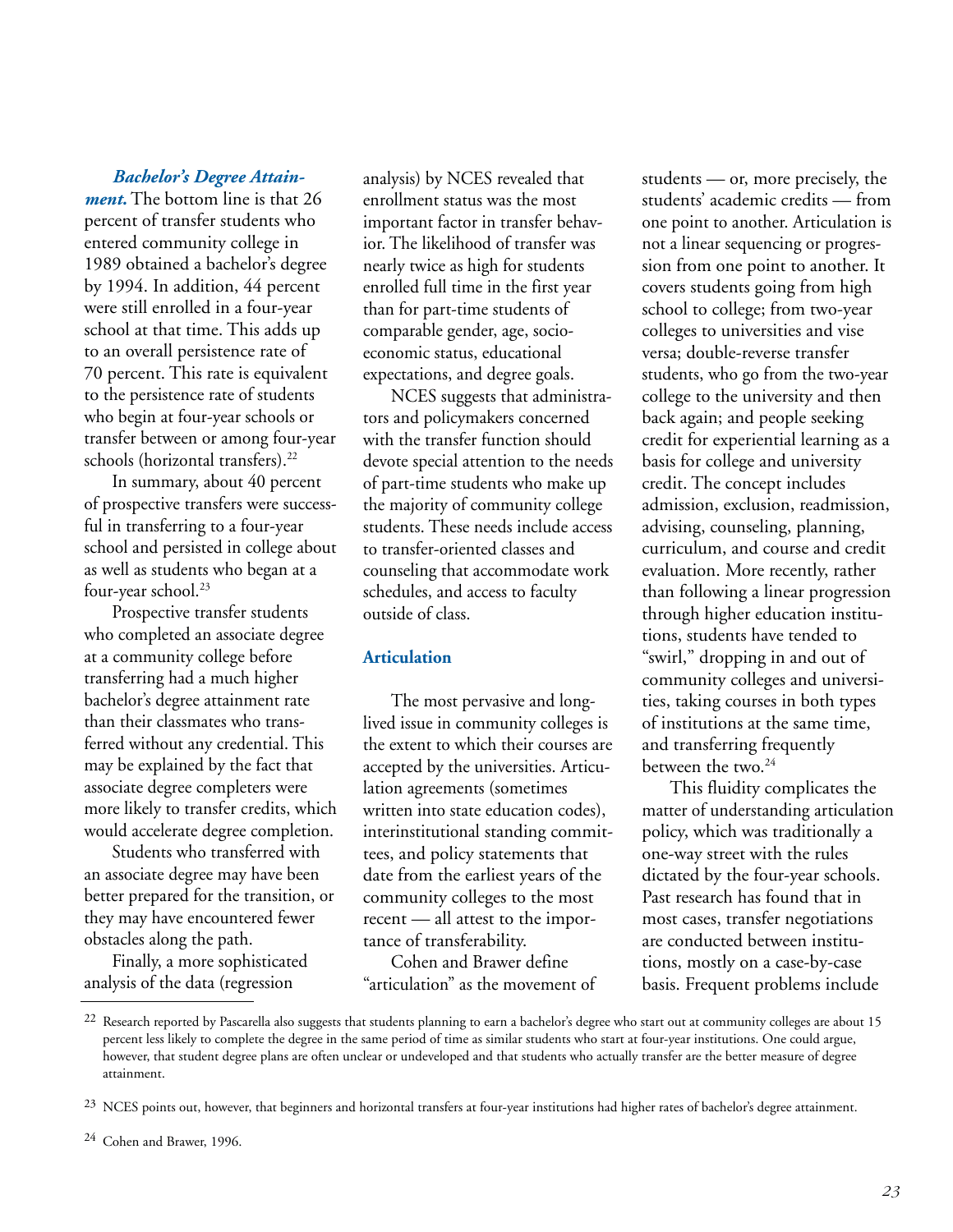***Bachelor's Degree Attainment.*** The bottom line is that 26 percent of transfer students who entered community college in 1989 obtained a bachelor's degree by 1994. In addition, 44 percent were still enrolled in a four-year school at that time. This adds up to an overall persistence rate of 70 percent. This rate is equivalent to the persistence rate of students who begin at four-year schools or transfer between or among four-year schools (horizontal transfers).[22]

In summary, about 40 percent of prospective transfers were successful in transferring to a four-year school and persisted in college about as well as students who began at a four-year school.[23]

Prospective transfer students who completed an associate degree at a community college before transferring had a much higher bachelor's degree attainment rate than their classmates who transferred without any credential. This may be explained by the fact that associate degree completers were more likely to transfer credits, which would accelerate degree completion.

Students who transferred with an associate degree may have been better prepared for the transition, or they may have encountered fewer obstacles along the path.

Finally, a more sophisticated analysis of the data (regression analysis) by NCES revealed that enrollment status was the most important factor in transfer behavior. The likelihood of transfer was nearly twice as high for students enrolled full time in the first year than for part-time students of comparable gender, age, socioeconomic status, educational expectations, and degree goals.

NCES suggests that administrators and policymakers concerned with the transfer function should devote special attention to the needs of part-time students who make up the majority of community college students. These needs include access to transfer-oriented classes and counseling that accommodate work schedules, and access to faculty outside of class.

## Articulation

The most pervasive and long-lived issue in community colleges is the extent to which their courses are accepted by the universities. Articulation agreements (sometimes written into state education codes), interinstitutional standing committees, and policy statements that date from the earliest years of the community colleges to the most recent — all attest to the importance of transferability.

Cohen and Brawer define "articulation" as the movement of students — or, more precisely, the students' academic credits — from one point to another. Articulation is not a linear sequencing or progression from one point to another. It covers students going from high school to college; from two-year colleges to universities and vise versa; double-reverse transfer students, who go from the two-year college to the university and then back again; and people seeking credit for experiential learning as a basis for college and university credit. The concept includes admission, exclusion, readmission, advising, counseling, planning, curriculum, and course and credit evaluation. More recently, rather than following a linear progression through higher education institutions, students have tended to "swirl," dropping in and out of community colleges and universities, taking courses in both types of institutions at the same time, and transferring frequently between the two.[24]

This fluidity complicates the matter of understanding articulation policy, which was traditionally a one-way street with the rules dictated by the four-year schools. Past research has found that in most cases, transfer negotiations are conducted between institutions, mostly on a case-by-case basis. Frequent problems include

---

[22] Research reported by Pascarella also suggests that students planning to earn a bachelor's degree who start out at community colleges are about 15 percent less likely to complete the degree in the same period of time as similar students who start at four-year institutions. One could argue, however, that student degree plans are often unclear or undeveloped and that students who actually transfer are the better measure of degree attainment.

[23] NCES points out, however, that beginners and horizontal transfers at four-year institutions had higher rates of bachelor's degree attainment.

[24] Cohen and Brawer, 1996.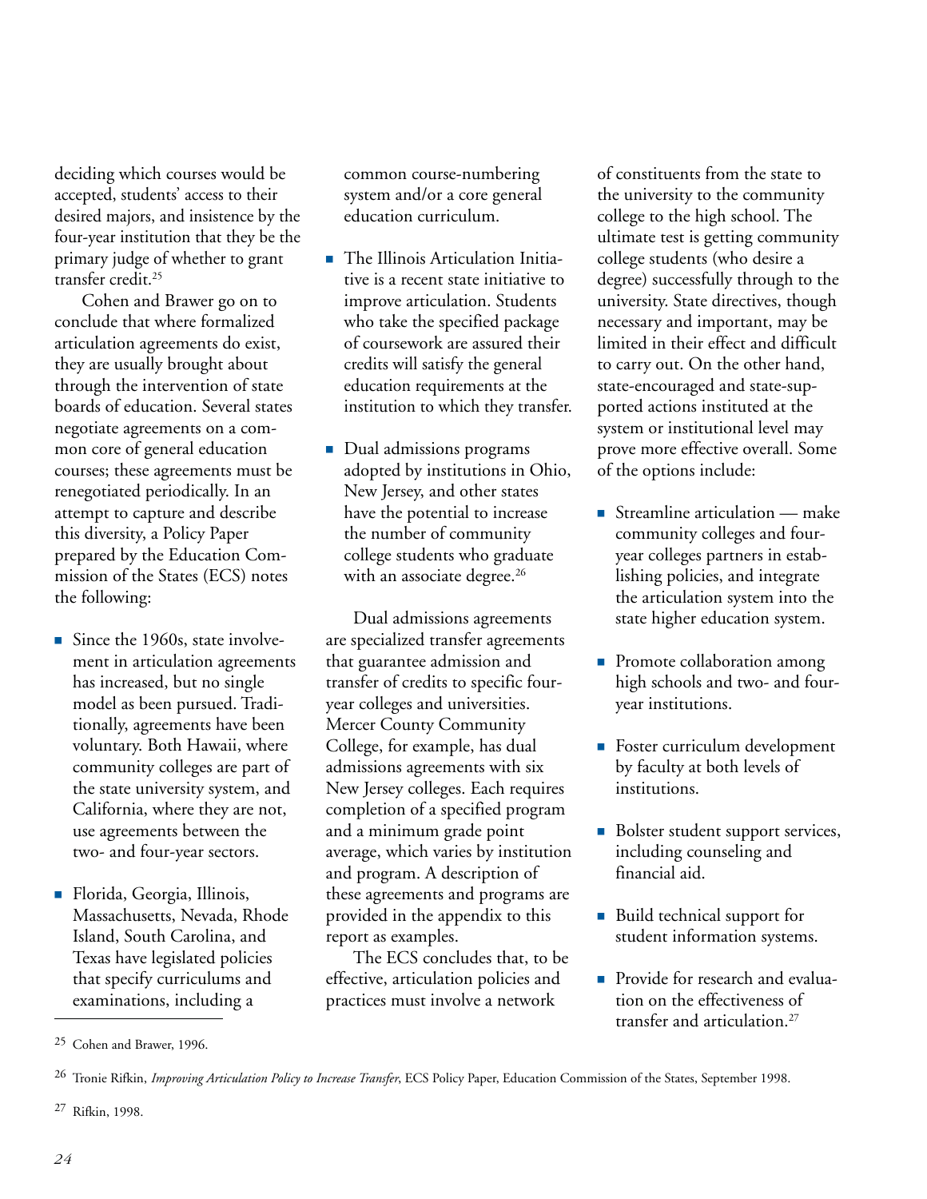deciding which courses would be accepted, students' access to their desired majors, and insistence by the four-year institution that they be the primary judge of whether to grant transfer credit.[25]

Cohen and Brawer go on to conclude that where formalized articulation agreements do exist, they are usually brought about through the intervention of state boards of education. Several states negotiate agreements on a common core of general education courses; these agreements must be renegotiated periodically. In an attempt to capture and describe this diversity, a Policy Paper prepared by the Education Commission of the States (ECS) notes the following:

- Since the 1960s, state involvement in articulation agreements has increased, but no single model as been pursued. Traditionally, agreements have been voluntary. Both Hawaii, where community colleges are part of the state university system, and California, where they are not, use agreements between the two- and four-year sectors.

- Florida, Georgia, Illinois, Massachusetts, Nevada, Rhode Island, South Carolina, and Texas have legislated policies that specify curriculums and examinations, including a common course-numbering system and/or a core general education curriculum.

- The Illinois Articulation Initiative is a recent state initiative to improve articulation. Students who take the specified package of coursework are assured their credits will satisfy the general education requirements at the institution to which they transfer.

- Dual admissions programs adopted by institutions in Ohio, New Jersey, and other states have the potential to increase the number of community college students who graduate with an associate degree.[26]

Dual admissions agreements are specialized transfer agreements that guarantee admission and transfer of credits to specific four-year colleges and universities. Mercer County Community College, for example, has dual admissions agreements with six New Jersey colleges. Each requires completion of a specified program and a minimum grade point average, which varies by institution and program. A description of these agreements and programs are provided in the appendix to this report as examples.

The ECS concludes that, to be effective, articulation policies and practices must involve a network of constituents from the state to the university to the community college to the high school. The ultimate test is getting community college students (who desire a degree) successfully through to the university. State directives, though necessary and important, may be limited in their effect and difficult to carry out. On the other hand, state-encouraged and state-supported actions instituted at the system or institutional level may prove more effective overall. Some of the options include:

- Streamline articulation — make community colleges and four-year colleges partners in establishing policies, and integrate the articulation system into the state higher education system.

- Promote collaboration among high schools and two- and four-year institutions.

- Foster curriculum development by faculty at both levels of institutions.

- Bolster student support services, including counseling and financial aid.

- Build technical support for student information systems.

- Provide for research and evaluation on the effectiveness of transfer and articulation.[27]

---

[25] Cohen and Brawer, 1996.

[26] Tronie Rifkin, *Improving Articulation Policy to Increase Transfer*, ECS Policy Paper, Education Commission of the States, September 1998.

[27] Rifkin, 1998.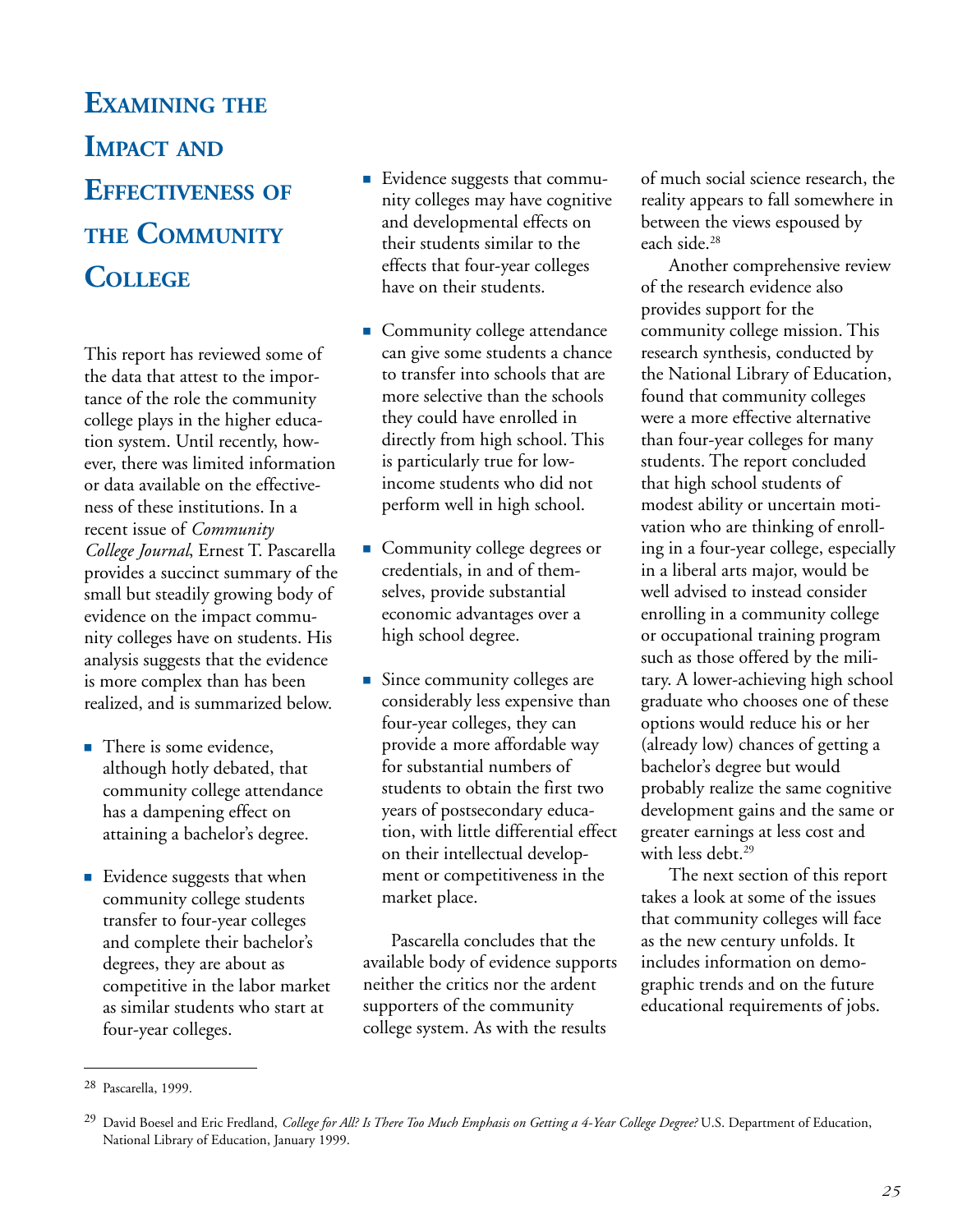# Examining the Impact and Effectiveness of the Community College

This report has reviewed some of the data that attest to the importance of the role the community college plays in the higher education system. Until recently, however, there was limited information or data available on the effectiveness of these institutions. In a recent issue of *Community College Journal*, Ernest T. Pascarella provides a succinct summary of the small but steadily growing body of evidence on the impact community colleges have on students. His analysis suggests that the evidence is more complex than has been realized, and is summarized below.

- There is some evidence, although hotly debated, that community college attendance has a dampening effect on attaining a bachelor's degree.
- Evidence suggests that when community college students transfer to four-year colleges and complete their bachelor's degrees, they are about as competitive in the labor market as similar students who start at four-year colleges.
- Evidence suggests that community colleges may have cognitive and developmental effects on their students similar to the effects that four-year colleges have on their students.
- Community college attendance can give some students a chance to transfer into schools that are more selective than the schools they could have enrolled in directly from high school. This is particularly true for low-income students who did not perform well in high school.
- Community college degrees or credentials, in and of themselves, provide substantial economic advantages over a high school degree.
- Since community colleges are considerably less expensive than four-year colleges, they can provide a more affordable way for substantial numbers of students to obtain the first two years of postsecondary education, with little differential effect on their intellectual development or competitiveness in the market place.

Pascarella concludes that the available body of evidence supports neither the critics nor the ardent supporters of the community college system. As with the results of much social science research, the reality appears to fall somewhere in between the views espoused by each side.[28]

Another comprehensive review of the research evidence also provides support for the community college mission. This research synthesis, conducted by the National Library of Education, found that community colleges were a more effective alternative than four-year colleges for many students. The report concluded that high school students of modest ability or uncertain motivation who are thinking of enrolling in a four-year college, especially in a liberal arts major, would be well advised to instead consider enrolling in a community college or occupational training program such as those offered by the military. A lower-achieving high school graduate who chooses one of these options would reduce his or her (already low) chances of getting a bachelor's degree but would probably realize the same cognitive development gains and the same or greater earnings at less cost and with less debt.[29]

The next section of this report takes a look at some of the issues that community colleges will face as the new century unfolds. It includes information on demographic trends and on the future educational requirements of jobs.

---

[28] Pascarella, 1999.

[29] David Boesel and Eric Fredland, *College for All? Is There Too Much Emphasis on Getting a 4-Year College Degree?* U.S. Department of Education, National Library of Education, January 1999.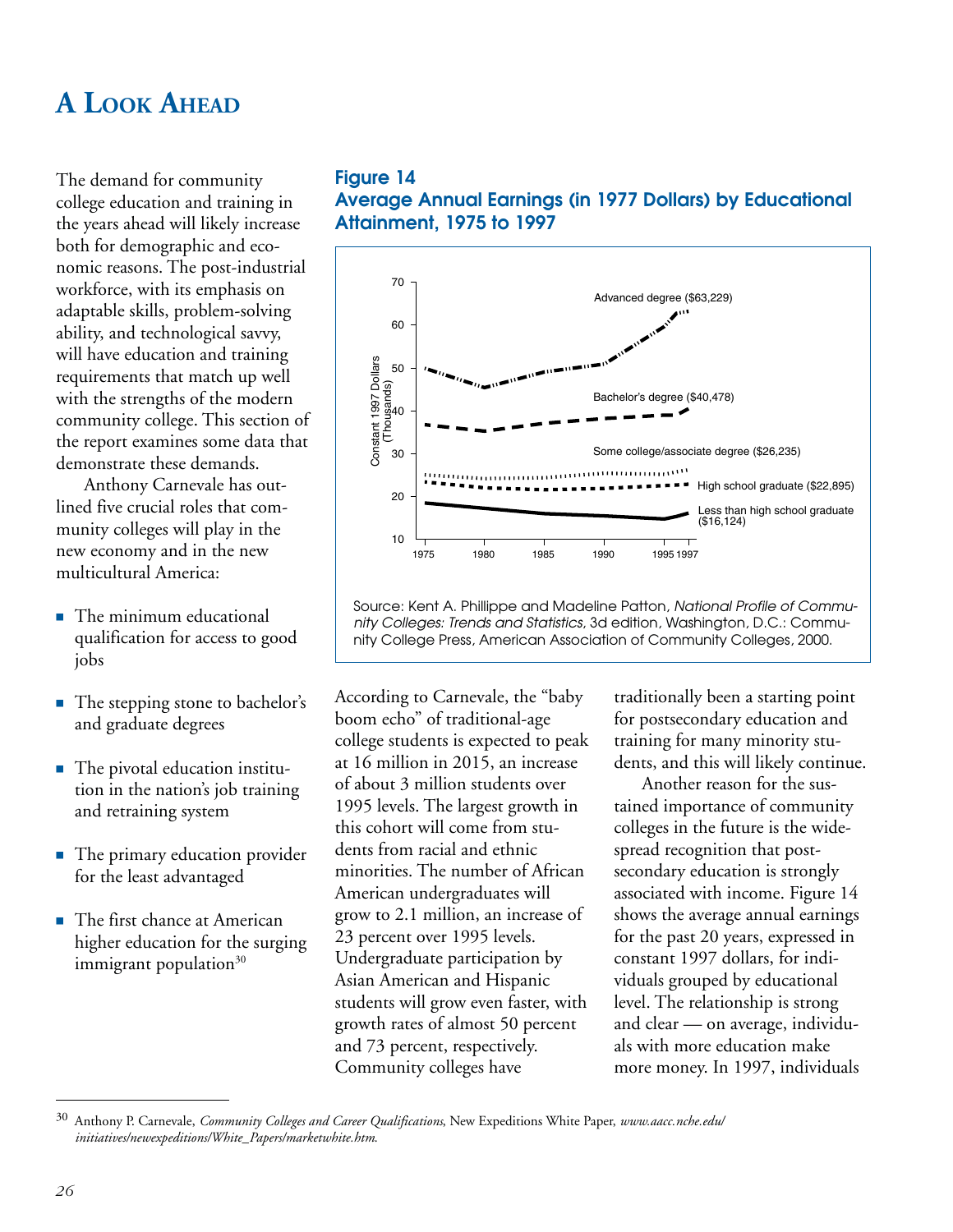# A Look Ahead

The demand for community college education and training in the years ahead will likely increase both for demographic and economic reasons. The post-industrial workforce, with its emphasis on adaptable skills, problem-solving ability, and technological savvy, will have education and training requirements that match up well with the strengths of the modern community college. This section of the report examines some data that demonstrate these demands.

Anthony Carnevale has outlined five crucial roles that community colleges will play in the new economy and in the new multicultural America:

- The minimum educational qualification for access to good jobs
- The stepping stone to bachelor's and graduate degrees
- The pivotal education institution in the nation's job training and retraining system
- The primary education provider for the least advantaged
- The first chance at American higher education for the surging immigrant population[30]

**Figure 14**
**Average Annual Earnings (in 1977 Dollars) by Educational Attainment, 1975 to 1997**

Constant 1997 Dollars (Thousands)

Advanced degree ($63,229)
Bachelor's degree ($40,478)
Some college/associate degree ($26,235)
High school graduate ($22,895)
Less than high school graduate ($16,124)

1975 1980 1985 1990 1995 1997

Source: Kent A. Phillippe and Madeline Patton, *National Profile of Community Colleges: Trends and Statistics*, 3d edition, Washington, D.C.: Community College Press, American Association of Community Colleges, 2000.

According to Carnevale, the "baby boom echo" of traditional-age college students is expected to peak at 16 million in 2015, an increase of about 3 million students over 1995 levels. The largest growth in this cohort will come from students from racial and ethnic minorities. The number of African American undergraduates will grow to 2.1 million, an increase of 23 percent over 1995 levels. Undergraduate participation by Asian American and Hispanic students will grow even faster, with growth rates of almost 50 percent and 73 percent, respectively. Community colleges have traditionally been a starting point for postsecondary education and training for many minority students, and this will likely continue.

Another reason for the sustained importance of community colleges in the future is the widespread recognition that postsecondary education is strongly associated with income. Figure 14 shows the average annual earnings for the past 20 years, expressed in constant 1997 dollars, for individuals grouped by educational level. The relationship is strong and clear — on average, individuals with more education make more money. In 1997, individuals

[30] Anthony P. Carnevale, *Community Colleges and Career Qualifications*, New Expeditions White Paper, *www.aacc.nche.edu/initiatives/newexpeditions/White_Papers/marketwhite.htm.*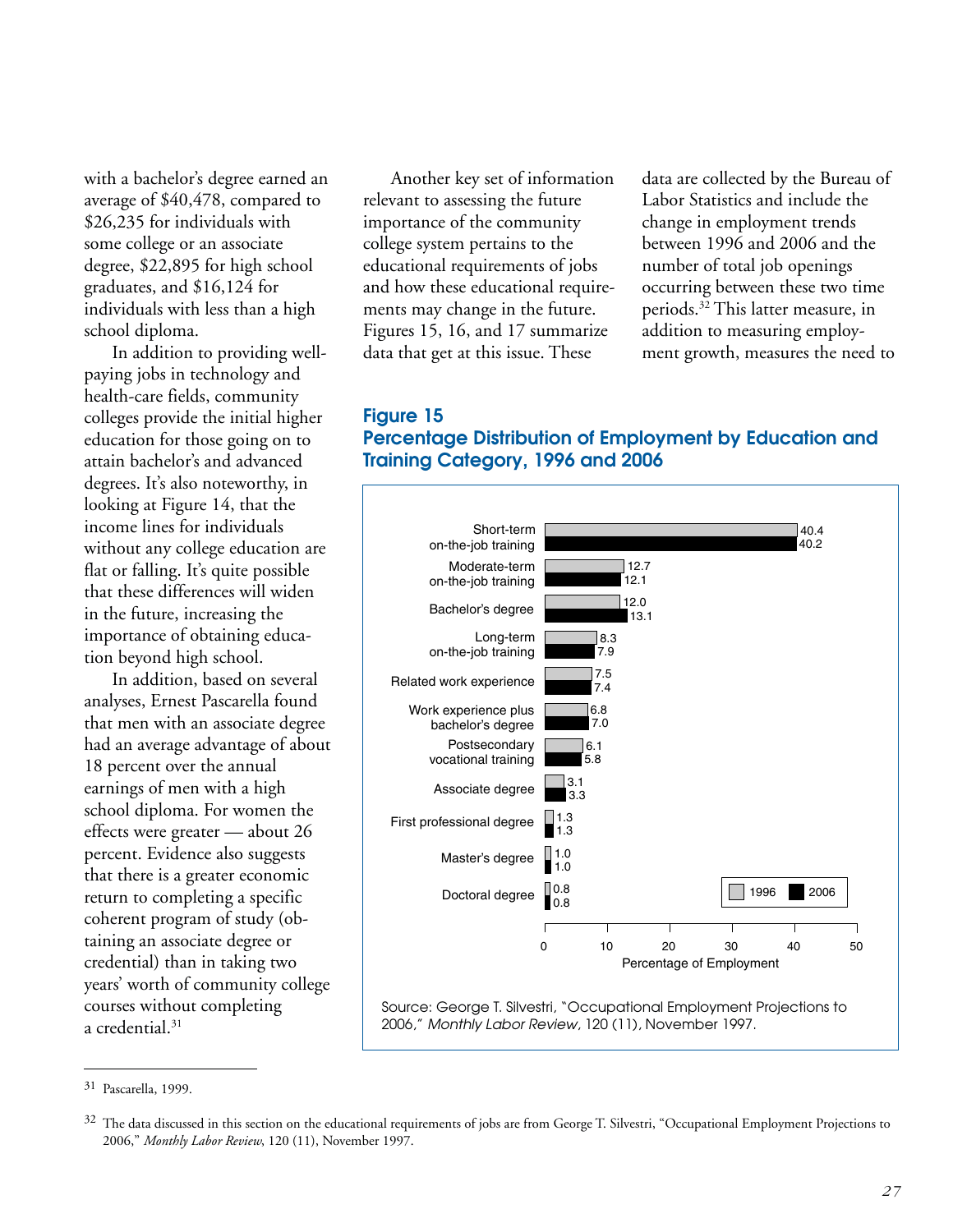with a bachelor's degree earned an average of $40,478, compared to $26,235 for individuals with some college or an associate degree, $22,895 for high school graduates, and $16,124 for individuals with less than a high school diploma.

In addition to providing well-paying jobs in technology and health-care fields, community colleges provide the initial higher education for those going on to attain bachelor's and advanced degrees. It's also noteworthy, in looking at Figure 14, that the income lines for individuals without any college education are flat or falling. It's quite possible that these differences will widen in the future, increasing the importance of obtaining education beyond high school.

In addition, based on several analyses, Ernest Pascarella found that men with an associate degree had an average advantage of about 18 percent over the annual earnings of men with a high school diploma. For women the effects were greater — about 26 percent. Evidence also suggests that there is a greater economic return to completing a specific coherent program of study (obtaining an associate degree or credential) than in taking two years' worth of community college courses without completing a credential.[31]

Another key set of information relevant to assessing the future importance of the community college system pertains to the educational requirements of jobs and how these educational requirements may change in the future. Figures 15, 16, and 17 summarize data that get at this issue. These data are collected by the Bureau of Labor Statistics and include the change in employment trends between 1996 and 2006 and the number of total job openings occurring between these two time periods.[32] This latter measure, in addition to measuring employment growth, measures the need to

## Figure 15
## Percentage Distribution of Employment by Education and Training Category, 1996 and 2006

| Education and Training Category | 1996 | 2006 |
|---|---|---|
| Short-term on-the-job training | 40.4 | 40.2 |
| Moderate-term on-the-job training | 12.7 | 12.1 |
| Bachelor's degree | 12.0 | 13.1 |
| Long-term on-the-job training | 8.3 | 7.9 |
| Related work experience | 7.5 | 7.4 |
| Work experience plus bachelor's degree | 6.8 | 7.0 |
| Postsecondary vocational training | 6.1 | 5.8 |
| Associate degree | 3.1 | 3.3 |
| First professional degree | 1.3 | 1.3 |
| Master's degree | 1.0 | 1.0 |
| Doctoral degree | 0.8 | 0.8 |

Percentage of Employment

Source: George T. Silvestri, "Occupational Employment Projections to 2006," *Monthly Labor Review*, 120 (11), November 1997.

---

[31] Pascarella, 1999.

[32] The data discussed in this section on the educational requirements of jobs are from George T. Silvestri, "Occupational Employment Projections to 2006," *Monthly Labor Review*, 120 (11), November 1997.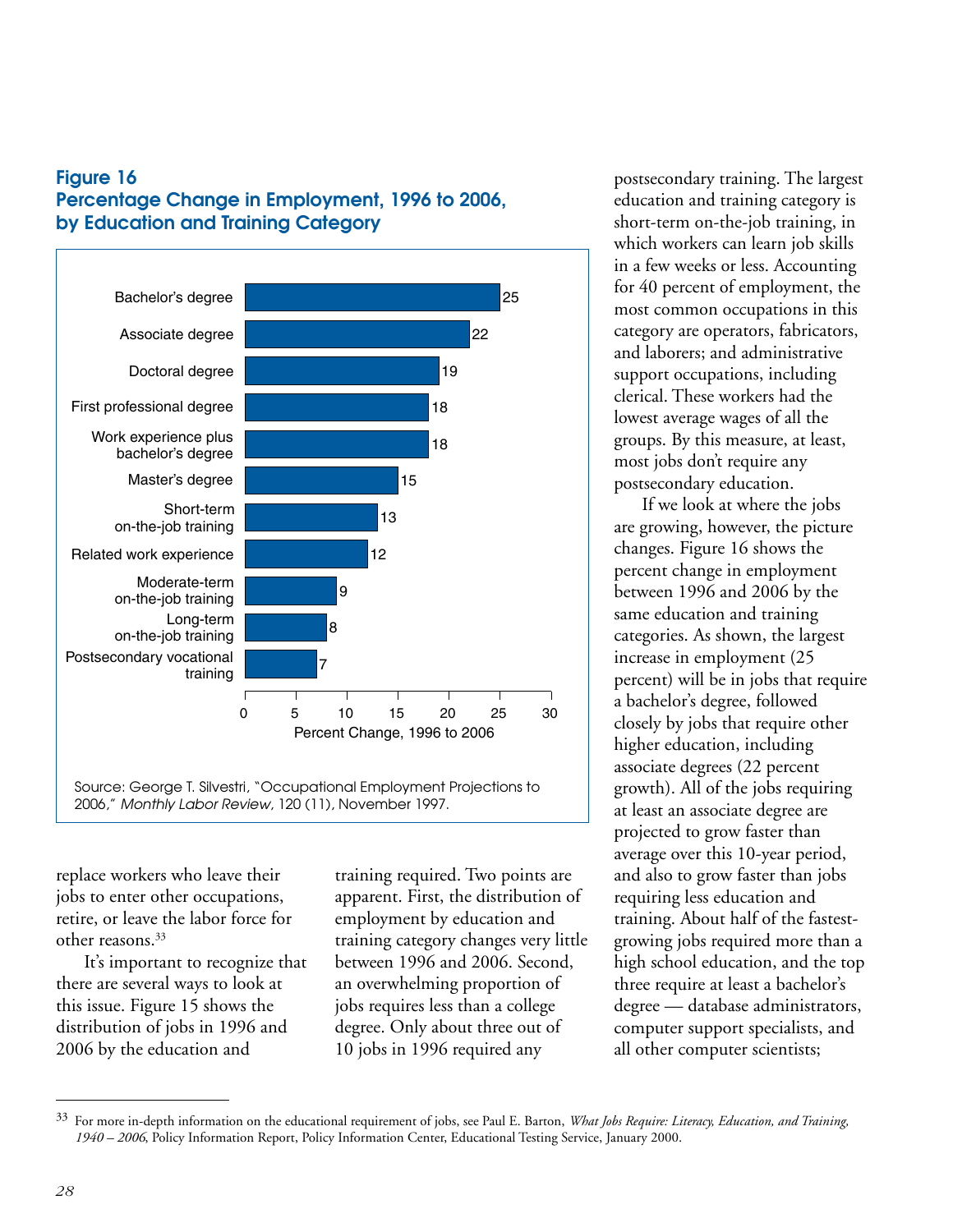**Figure 16**
**Percentage Change in Employment, 1996 to 2006, by Education and Training Category**

| Education and Training Category | Percent Change, 1996 to 2006 |
| --- | --- |
| Bachelor's degree | 25 |
| Associate degree | 22 |
| Doctoral degree | 19 |
| First professional degree | 18 |
| Work experience plus bachelor's degree | 18 |
| Master's degree | 15 |
| Short-term on-the-job training | 13 |
| Related work experience | 12 |
| Moderate-term on-the-job training | 9 |
| Long-term on-the-job training | 8 |
| Postsecondary vocational training | 7 |

Source: George T. Silvestri, "Occupational Employment Projections to 2006," *Monthly Labor Review*, 120 (11), November 1997.

replace workers who leave their jobs to enter other occupations, retire, or leave the labor force for other reasons.[33]

It's important to recognize that there are several ways to look at this issue. Figure 15 shows the distribution of jobs in 1996 and 2006 by the education and training required. Two points are apparent. First, the distribution of employment by education and training category changes very little between 1996 and 2006. Second, an overwhelming proportion of jobs requires less than a college degree. Only about three out of 10 jobs in 1996 required any postsecondary training. The largest education and training category is short-term on-the-job training, in which workers can learn job skills in a few weeks or less. Accounting for 40 percent of employment, the most common occupations in this category are operators, fabricators, and laborers; and administrative support occupations, including clerical. These workers had the lowest average wages of all the groups. By this measure, at least, most jobs don't require any postsecondary education.

If we look at where the jobs are growing, however, the picture changes. Figure 16 shows the percent change in employment between 1996 and 2006 by the same education and training categories. As shown, the largest increase in employment (25 percent) will be in jobs that require a bachelor's degree, followed closely by jobs that require other higher education, including associate degrees (22 percent growth). All of the jobs requiring at least an associate degree are projected to grow faster than average over this 10-year period, and also to grow faster than jobs requiring less education and training. About half of the fastest-growing jobs required more than a high school education, and the top three require at least a bachelor's degree — database administrators, computer support specialists, and all other computer scientists;

---

[33] For more in-depth information on the educational requirement of jobs, see Paul E. Barton, *What Jobs Require: Literacy, Education, and Training, 1940 – 2006*, Policy Information Report, Policy Information Center, Educational Testing Service, January 2000.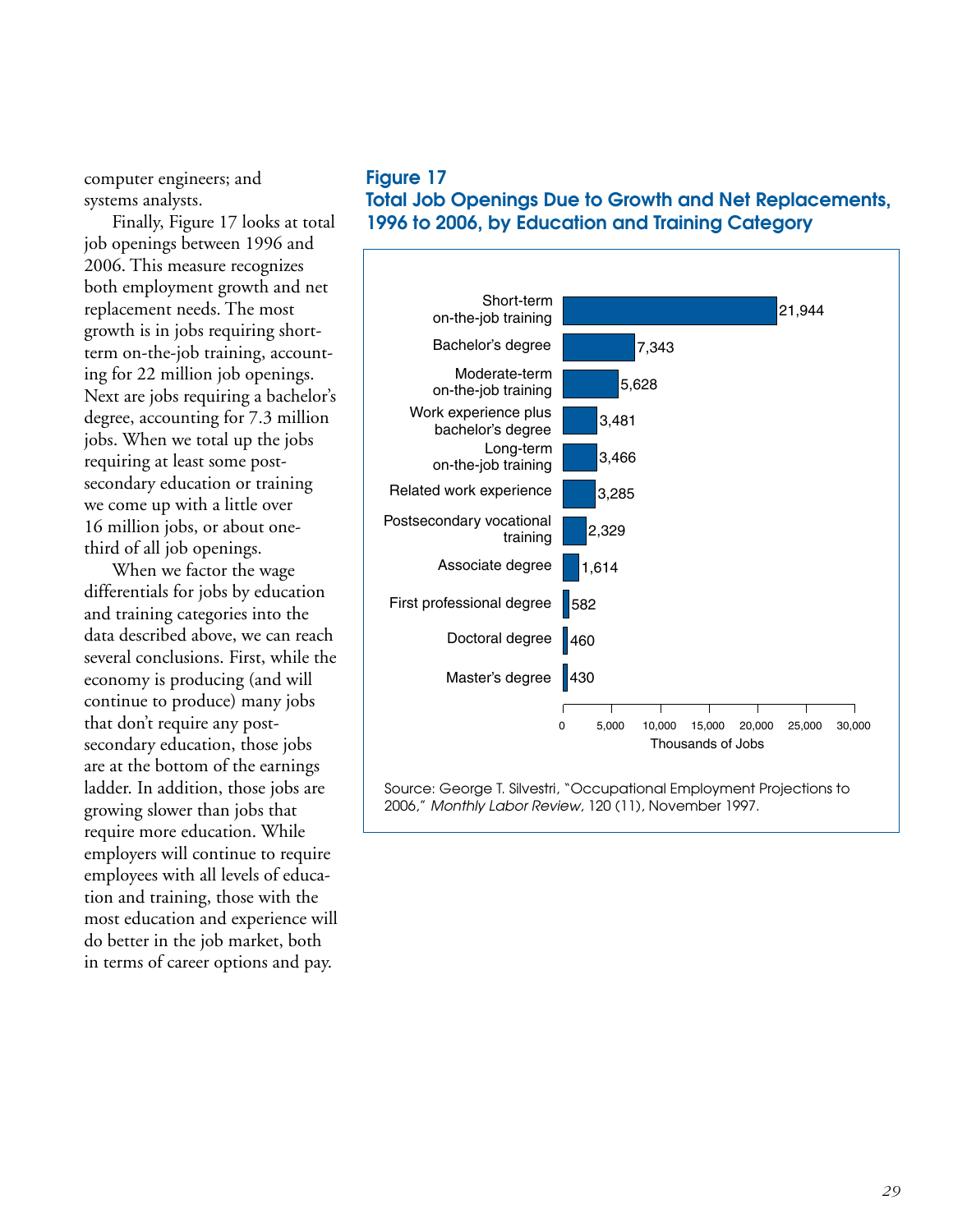computer engineers; and systems analysts.

Finally, Figure 17 looks at total job openings between 1996 and 2006. This measure recognizes both employment growth and net replacement needs. The most growth is in jobs requiring short-term on-the-job training, accounting for 22 million job openings. Next are jobs requiring a bachelor's degree, accounting for 7.3 million jobs. When we total up the jobs requiring at least some post-secondary education or training we come up with a little over 16 million jobs, or about one-third of all job openings.

When we factor the wage differentials for jobs by education and training categories into the data described above, we can reach several conclusions. First, while the economy is producing (and will continue to produce) many jobs that don't require any post-secondary education, those jobs are at the bottom of the earnings ladder. In addition, those jobs are growing slower than jobs that require more education. While employers will continue to require employees with all levels of education and training, those with the most education and experience will do better in the job market, both in terms of career options and pay.

## Figure 17
## Total Job Openings Due to Growth and Net Replacements, 1996 to 2006, by Education and Training Category

| Education and Training Category | Thousands of Jobs |
| --- | --- |
| Short-term on-the-job training | 21,944 |
| Bachelor's degree | 7,343 |
| Moderate-term on-the-job training | 5,628 |
| Work experience plus bachelor's degree | 3,481 |
| Long-term on-the-job training | 3,466 |
| Related work experience | 3,285 |
| Postsecondary vocational training | 2,329 |
| Associate degree | 1,614 |
| First professional degree | 582 |
| Doctoral degree | 460 |
| Master's degree | 430 |

Source: George T. Silvestri, "Occupational Employment Projections to 2006," *Monthly Labor Review*, 120 (11), November 1997.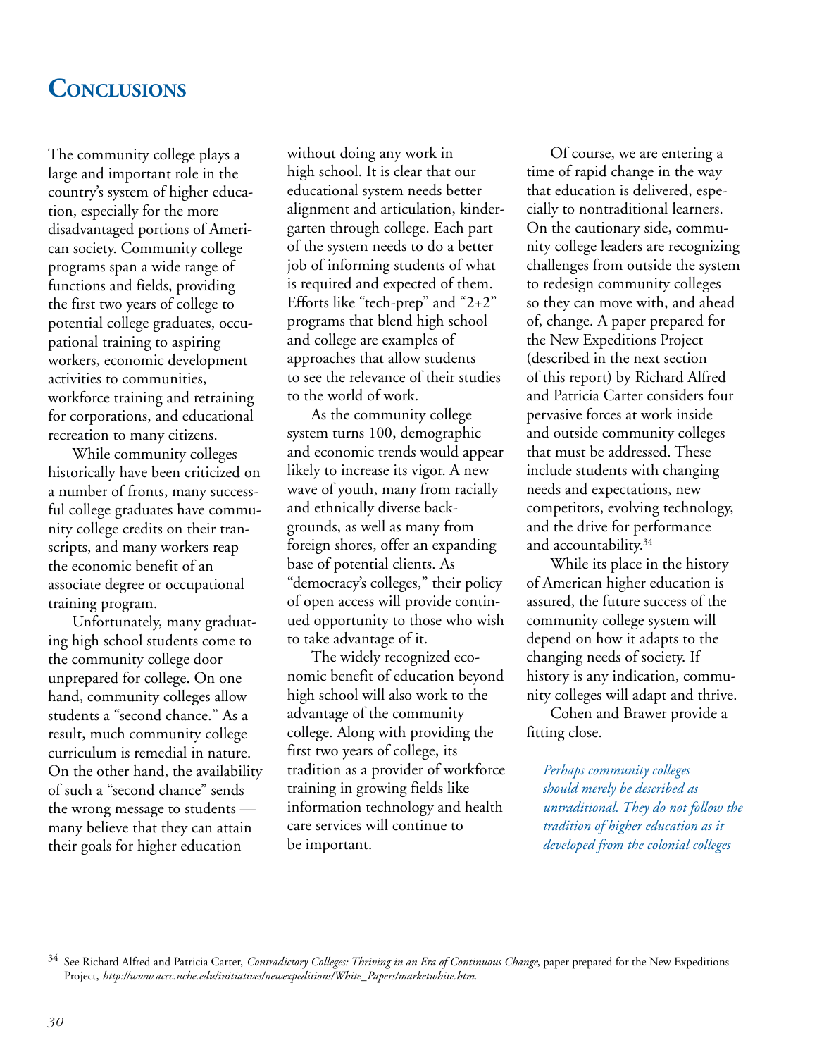# Conclusions

The community college plays a large and important role in the country's system of higher education, especially for the more disadvantaged portions of American society. Community college programs span a wide range of functions and fields, providing the first two years of college to potential college graduates, occupational training to aspiring workers, economic development activities to communities, workforce training and retraining for corporations, and educational recreation to many citizens.

While community colleges historically have been criticized on a number of fronts, many successful college graduates have community college credits on their transcripts, and many workers reap the economic benefit of an associate degree or occupational training program.

Unfortunately, many graduating high school students come to the community college door unprepared for college. On one hand, community colleges allow students a "second chance." As a result, much community college curriculum is remedial in nature. On the other hand, the availability of such a "second chance" sends the wrong message to students — many believe that they can attain their goals for higher education without doing any work in high school. It is clear that our educational system needs better alignment and articulation, kindergarten through college. Each part of the system needs to do a better job of informing students of what is required and expected of them. Efforts like "tech-prep" and "2+2" programs that blend high school and college are examples of approaches that allow students to see the relevance of their studies to the world of work.

As the community college system turns 100, demographic and economic trends would appear likely to increase its vigor. A new wave of youth, many from racially and ethnically diverse backgrounds, as well as many from foreign shores, offer an expanding base of potential clients. As "democracy's colleges," their policy of open access will provide continued opportunity to those who wish to take advantage of it.

The widely recognized economic benefit of education beyond high school will also work to the advantage of the community college. Along with providing the first two years of college, its tradition as a provider of workforce training in growing fields like information technology and health care services will continue to be important.

Of course, we are entering a time of rapid change in the way that education is delivered, especially to nontraditional learners. On the cautionary side, community college leaders are recognizing challenges from outside the system to redesign community colleges so they can move with, and ahead of, change. A paper prepared for the New Expeditions Project (described in the next section of this report) by Richard Alfred and Patricia Carter considers four pervasive forces at work inside and outside community colleges that must be addressed. These include students with changing needs and expectations, new competitors, evolving technology, and the drive for performance and accountability.[34]

While its place in the history of American higher education is assured, the future success of the community college system will depend on how it adapts to the changing needs of society. If history is any indication, community colleges will adapt and thrive.

Cohen and Brawer provide a fitting close.

> *Perhaps community colleges should merely be described as untraditional. They do not follow the tradition of higher education as it developed from the colonial colleges*

[34] See Richard Alfred and Patricia Carter, *Contradictory Colleges: Thriving in an Era of Continuous Change*, paper prepared for the New Expeditions Project, *http://www.accc.nche.edu/initiatives/newexpeditions/White_Papers/marketwhite.htm.*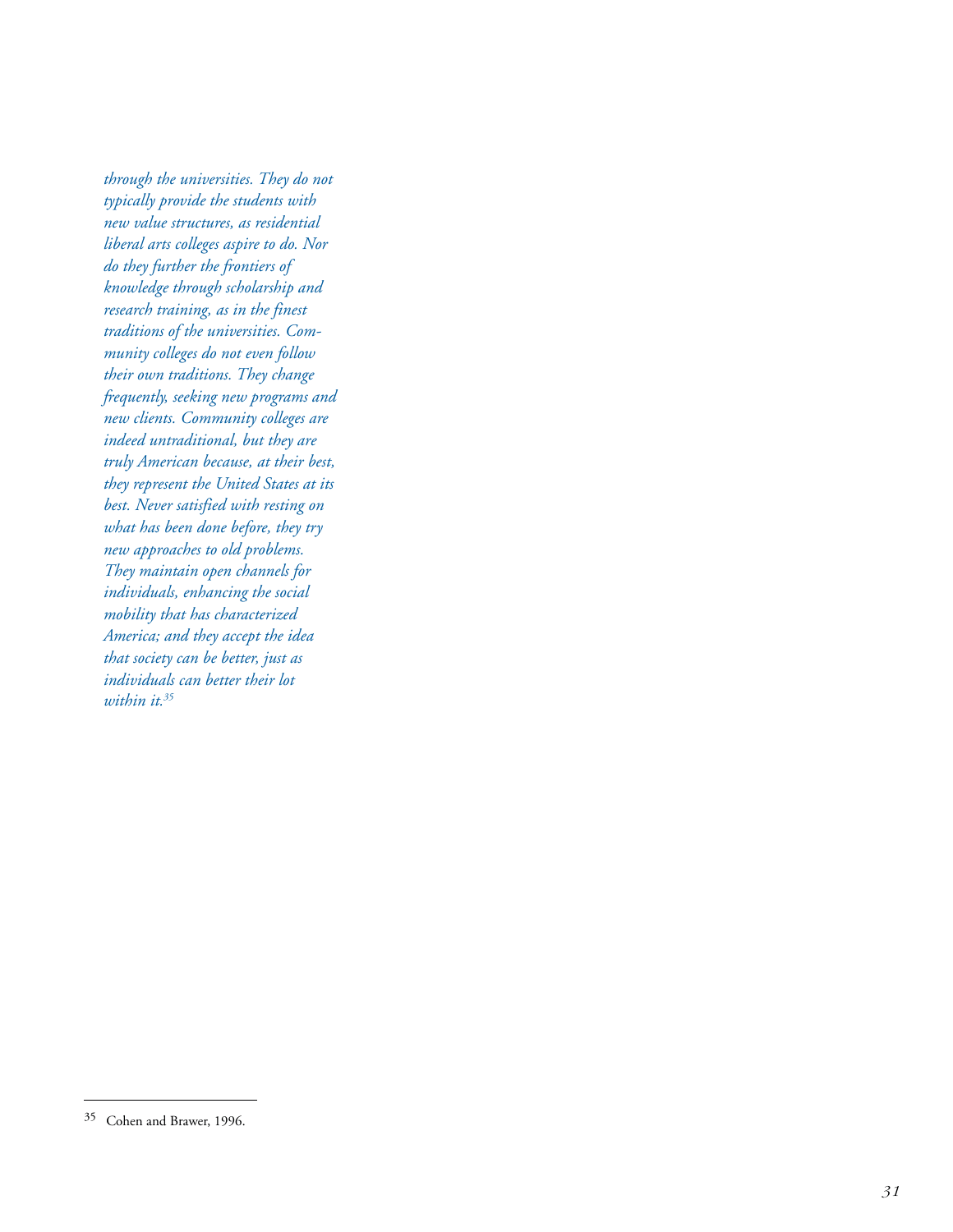*through the universities. They do not typically provide the students with new value structures, as residential liberal arts colleges aspire to do. Nor do they further the frontiers of knowledge through scholarship and research training, as in the finest traditions of the universities. Community colleges do not even follow their own traditions. They change frequently, seeking new programs and new clients. Community colleges are indeed untraditional, but they are truly American because, at their best, they represent the United States at its best. Never satisfied with resting on what has been done before, they try new approaches to old problems. They maintain open channels for individuals, enhancing the social mobility that has characterized America; and they accept the idea that society can be better, just as individuals can better their lot within it.*[35]

---

[35] Cohen and Brawer, 1996.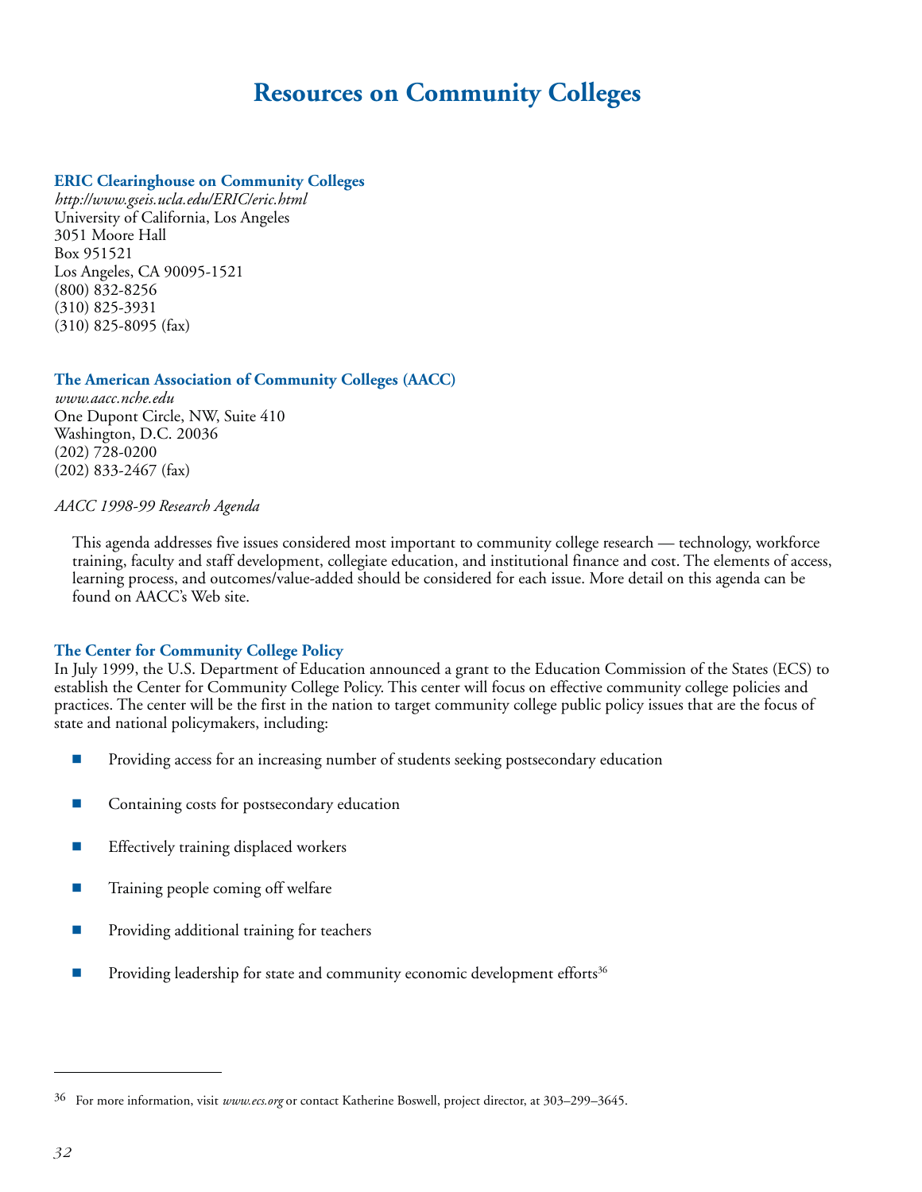# Resources on Community Colleges

### ERIC Clearinghouse on Community Colleges

*http://www.gseis.ucla.edu/ERIC/eric.html*
University of California, Los Angeles
3051 Moore Hall
Box 951521
Los Angeles, CA 90095-1521
(800) 832-8256
(310) 825-3931
(310) 825-8095 (fax)

### The American Association of Community Colleges (AACC)

*www.aacc.nche.edu*
One Dupont Circle, NW, Suite 410
Washington, D.C. 20036
(202) 728-0200
(202) 833-2467 (fax)

*AACC 1998-99 Research Agenda*

This agenda addresses five issues considered most important to community college research — technology, workforce training, faculty and staff development, collegiate education, and institutional finance and cost. The elements of access, learning process, and outcomes/value-added should be considered for each issue. More detail on this agenda can be found on AACC's Web site.

### The Center for Community College Policy

In July 1999, the U.S. Department of Education announced a grant to the Education Commission of the States (ECS) to establish the Center for Community College Policy. This center will focus on effective community college policies and practices. The center will be the first in the nation to target community college public policy issues that are the focus of state and national policymakers, including:

- Providing access for an increasing number of students seeking postsecondary education
- Containing costs for postsecondary education
- Effectively training displaced workers
- Training people coming off welfare
- Providing additional training for teachers
- Providing leadership for state and community economic development efforts[36]

---

[36] For more information, visit *www.ecs.org* or contact Katherine Boswell, project director, at 303–299–3645.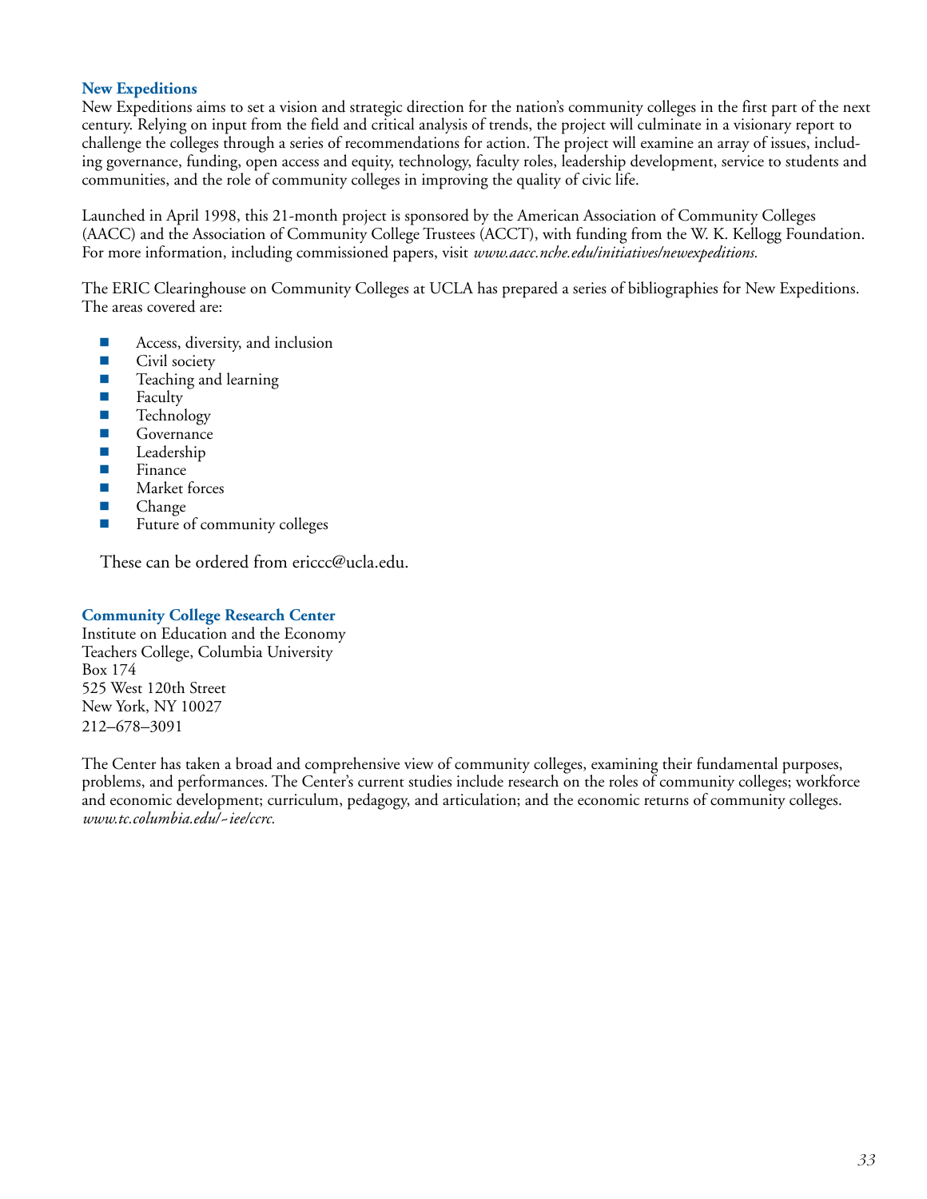### New Expeditions

New Expeditions aims to set a vision and strategic direction for the nation's community colleges in the first part of the next century. Relying on input from the field and critical analysis of trends, the project will culminate in a visionary report to challenge the colleges through a series of recommendations for action. The project will examine an array of issues, including governance, funding, open access and equity, technology, faculty roles, leadership development, service to students and communities, and the role of community colleges in improving the quality of civic life.

Launched in April 1998, this 21-month project is sponsored by the American Association of Community Colleges (AACC) and the Association of Community College Trustees (ACCT), with funding from the W. K. Kellogg Foundation. For more information, including commissioned papers, visit *www.aacc.nche.edu/initiatives/newexpeditions.*

The ERIC Clearinghouse on Community Colleges at UCLA has prepared a series of bibliographies for New Expeditions. The areas covered are:

- Access, diversity, and inclusion
- Civil society
- Teaching and learning
- Faculty
- Technology
- Governance
- Leadership
- Finance
- Market forces
- Change
- Future of community colleges

These can be ordered from ericcc@ucla.edu.

### Community College Research Center

Institute on Education and the Economy
Teachers College, Columbia University
Box 174
525 West 120th Street
New York, NY 10027
212–678–3091

The Center has taken a broad and comprehensive view of community colleges, examining their fundamental purposes, problems, and performances. The Center's current studies include research on the roles of community colleges; workforce and economic development; curriculum, pedagogy, and articulation; and the economic returns of community colleges. *www.tc.columbia.edu/~iee/ccrc.*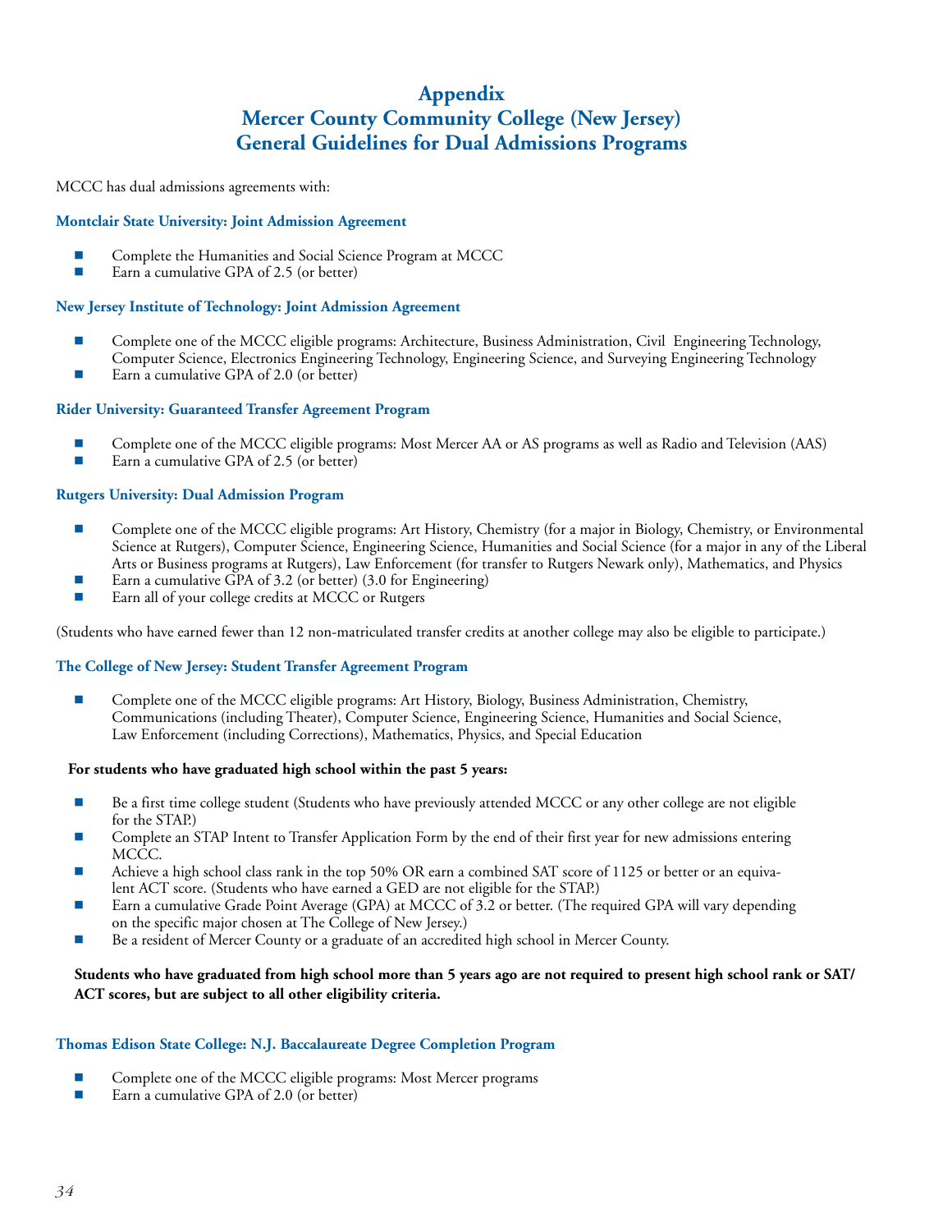# Appendix
# Mercer County Community College (New Jersey)
# General Guidelines for Dual Admissions Programs

MCCC has dual admissions agreements with:

### Montclair State University: Joint Admission Agreement

- Complete the Humanities and Social Science Program at MCCC
- Earn a cumulative GPA of 2.5 (or better)

### New Jersey Institute of Technology: Joint Admission Agreement

- Complete one of the MCCC eligible programs: Architecture, Business Administration, Civil Engineering Technology, Computer Science, Electronics Engineering Technology, Engineering Science, and Surveying Engineering Technology
- Earn a cumulative GPA of 2.0 (or better)

### Rider University: Guaranteed Transfer Agreement Program

- Complete one of the MCCC eligible programs: Most Mercer AA or AS programs as well as Radio and Television (AAS)
- Earn a cumulative GPA of 2.5 (or better)

### Rutgers University: Dual Admission Program

- Complete one of the MCCC eligible programs: Art History, Chemistry (for a major in Biology, Chemistry, or Environmental Science at Rutgers), Computer Science, Engineering Science, Humanities and Social Science (for a major in any of the Liberal Arts or Business programs at Rutgers), Law Enforcement (for transfer to Rutgers Newark only), Mathematics, and Physics
- Earn a cumulative GPA of 3.2 (or better) (3.0 for Engineering)
- Earn all of your college credits at MCCC or Rutgers

(Students who have earned fewer than 12 non-matriculated transfer credits at another college may also be eligible to participate.)

### The College of New Jersey: Student Transfer Agreement Program

- Complete one of the MCCC eligible programs: Art History, Biology, Business Administration, Chemistry, Communications (including Theater), Computer Science, Engineering Science, Humanities and Social Science, Law Enforcement (including Corrections), Mathematics, Physics, and Special Education

**For students who have graduated high school within the past 5 years:**

- Be a first time college student (Students who have previously attended MCCC or any other college are not eligible for the STAP.)
- Complete an STAP Intent to Transfer Application Form by the end of their first year for new admissions entering MCCC.
- Achieve a high school class rank in the top 50% OR earn a combined SAT score of 1125 or better or an equivalent ACT score. (Students who have earned a GED are not eligible for the STAP.)
- Earn a cumulative Grade Point Average (GPA) at MCCC of 3.2 or better. (The required GPA will vary depending on the specific major chosen at The College of New Jersey.)
- Be a resident of Mercer County or a graduate of an accredited high school in Mercer County.

**Students who have graduated from high school more than 5 years ago are not required to present high school rank or SAT/ACT scores, but are subject to all other eligibility criteria.**

### Thomas Edison State College: N.J. Baccalaureate Degree Completion Program

- Complete one of the MCCC eligible programs: Most Mercer programs
- Earn a cumulative GPA of 2.0 (or better)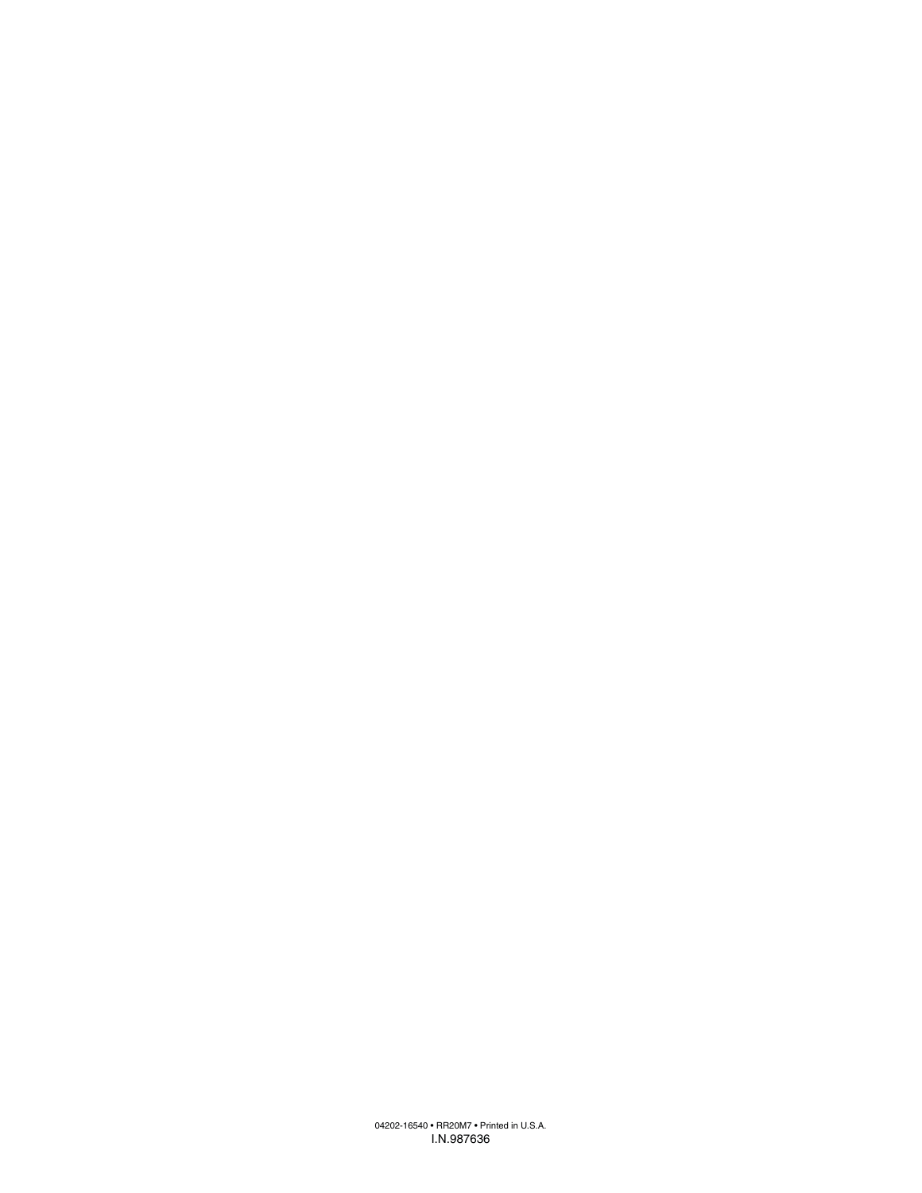04202-16540 • RR20M7 • Printed in U.S.A.

I.N.987636